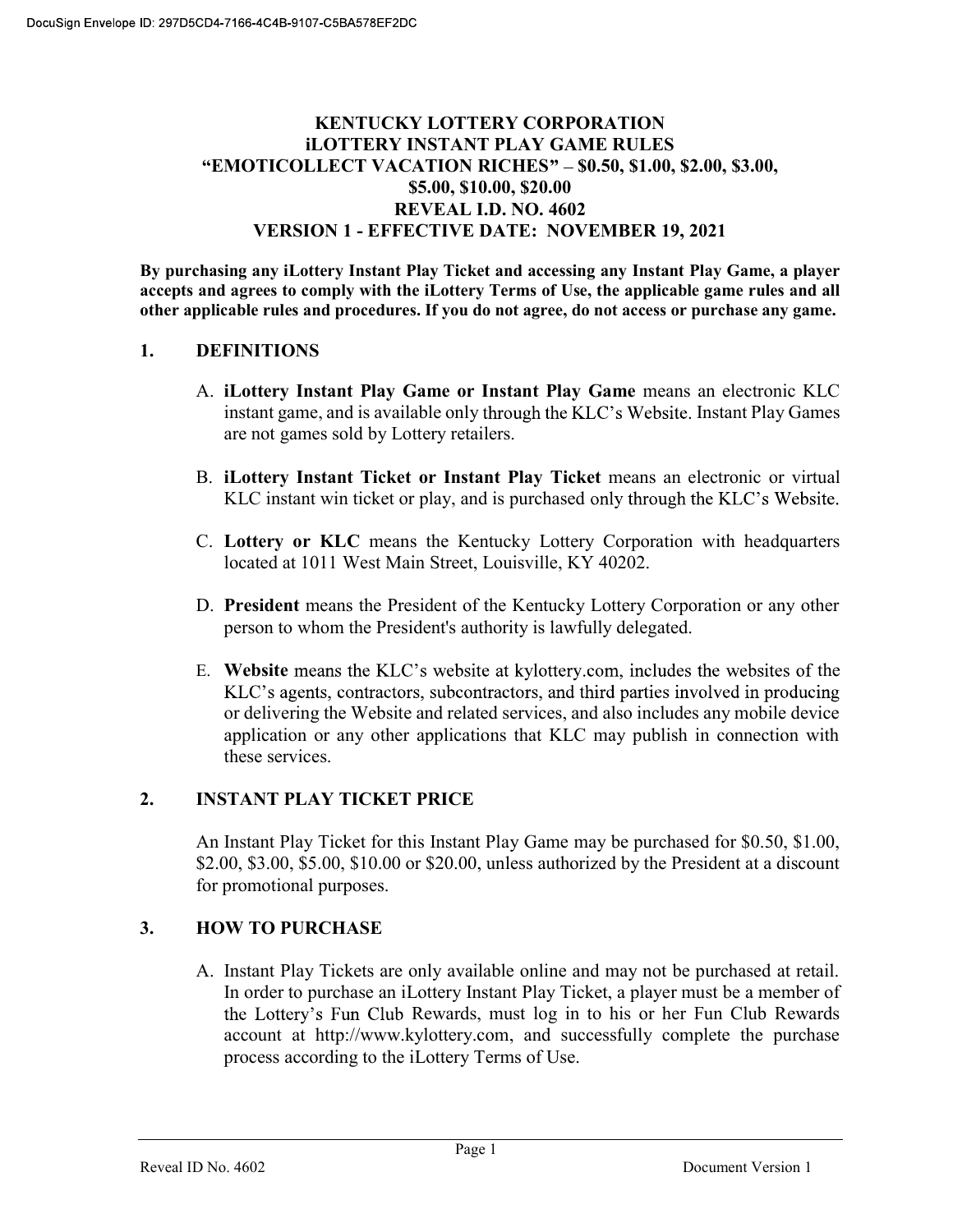DocuSign Envelope ID: 297D5CD4-7166-4C4B-9107-C5BA578EF2DC

# KENTUCKY LOTTERY CORPORATION
# iLOTTERY INSTANT PLAY GAME RULES
# "EMOTICOLLECT VACATION RICHES" – $0.50, $1.00, $2.00, $3.00, $5.00, $10.00, $20.00
# REVEAL I.D. NO. 4602
# VERSION 1 - EFFECTIVE DATE: NOVEMBER 19, 2021

**By purchasing any iLottery Instant Play Ticket and accessing any Instant Play Game, a player accepts and agrees to comply with the iLottery Terms of Use, the applicable game rules and all other applicable rules and procedures. If you do not agree, do not access or purchase any game.**

## 1. DEFINITIONS

A. **iLottery Instant Play Game or Instant Play Game** means an electronic KLC instant game, and is available only through the KLC's Website. Instant Play Games are not games sold by Lottery retailers.

B. **iLottery Instant Ticket or Instant Play Ticket** means an electronic or virtual KLC instant win ticket or play, and is purchased only through the KLC's Website.

C. **Lottery or KLC** means the Kentucky Lottery Corporation with headquarters located at 1011 West Main Street, Louisville, KY 40202.

D. **President** means the President of the Kentucky Lottery Corporation or any other person to whom the President's authority is lawfully delegated.

E. **Website** means the KLC's website at kylottery.com, includes the websites of the KLC's agents, contractors, subcontractors, and third parties involved in producing or delivering the Website and related services, and also includes any mobile device application or any other applications that KLC may publish in connection with these services.

## 2. INSTANT PLAY TICKET PRICE

An Instant Play Ticket for this Instant Play Game may be purchased for $0.50, $1.00, $2.00, $3.00, $5.00, $10.00 or $20.00, unless authorized by the President at a discount for promotional purposes.

## 3. HOW TO PURCHASE

A. Instant Play Tickets are only available online and may not be purchased at retail. In order to purchase an iLottery Instant Play Ticket, a player must be a member of the Lottery's Fun Club Rewards, must log in to his or her Fun Club Rewards account at http://www.kylottery.com, and successfully complete the purchase process according to the iLottery Terms of Use.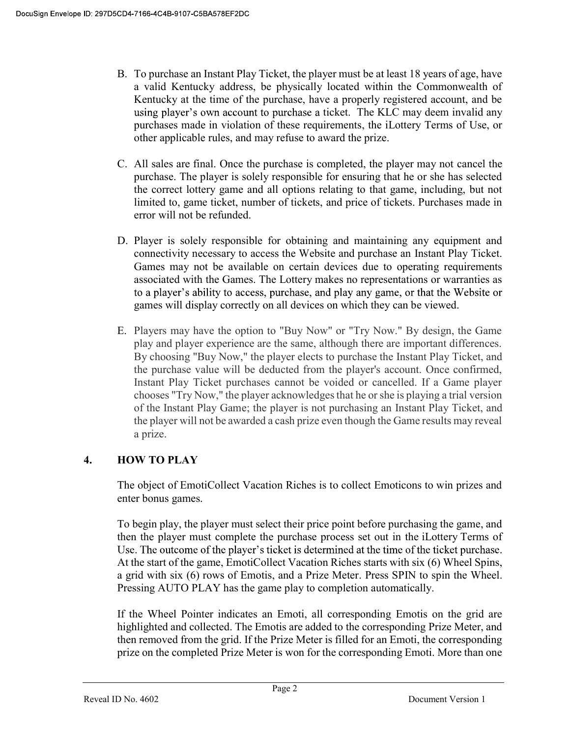B. To purchase an Instant Play Ticket, the player must be at least 18 years of age, have a valid Kentucky address, be physically located within the Commonwealth of Kentucky at the time of the purchase, have a properly registered account, and be using player's own account to purchase a ticket. The KLC may deem invalid any purchases made in violation of these requirements, the iLottery Terms of Use, or other applicable rules, and may refuse to award the prize.

C. All sales are final. Once the purchase is completed, the player may not cancel the purchase. The player is solely responsible for ensuring that he or she has selected the correct lottery game and all options relating to that game, including, but not limited to, game ticket, number of tickets, and price of tickets. Purchases made in error will not be refunded.

D. Player is solely responsible for obtaining and maintaining any equipment and connectivity necessary to access the Website and purchase an Instant Play Ticket. Games may not be available on certain devices due to operating requirements associated with the Games. The Lottery makes no representations or warranties as to a player's ability to access, purchase, and play any game, or that the Website or games will display correctly on all devices on which they can be viewed.

E. Players may have the option to "Buy Now" or "Try Now." By design, the Game play and player experience are the same, although there are important differences. By choosing "Buy Now," the player elects to purchase the Instant Play Ticket, and the purchase value will be deducted from the player's account. Once confirmed, Instant Play Ticket purchases cannot be voided or cancelled. If a Game player chooses "Try Now," the player acknowledges that he or she is playing a trial version of the Instant Play Game; the player is not purchasing an Instant Play Ticket, and the player will not be awarded a cash prize even though the Game results may reveal a prize.

## 4. HOW TO PLAY

The object of EmotiCollect Vacation Riches is to collect Emoticons to win prizes and enter bonus games.

To begin play, the player must select their price point before purchasing the game, and then the player must complete the purchase process set out in the iLottery Terms of Use. The outcome of the player's ticket is determined at the time of the ticket purchase. At the start of the game, EmotiCollect Vacation Riches starts with six (6) Wheel Spins, a grid with six (6) rows of Emotis, and a Prize Meter. Press SPIN to spin the Wheel. Pressing AUTO PLAY has the game play to completion automatically.

If the Wheel Pointer indicates an Emoti, all corresponding Emotis on the grid are highlighted and collected. The Emotis are added to the corresponding Prize Meter, and then removed from the grid. If the Prize Meter is filled for an Emoti, the corresponding prize on the completed Prize Meter is won for the corresponding Emoti. More than one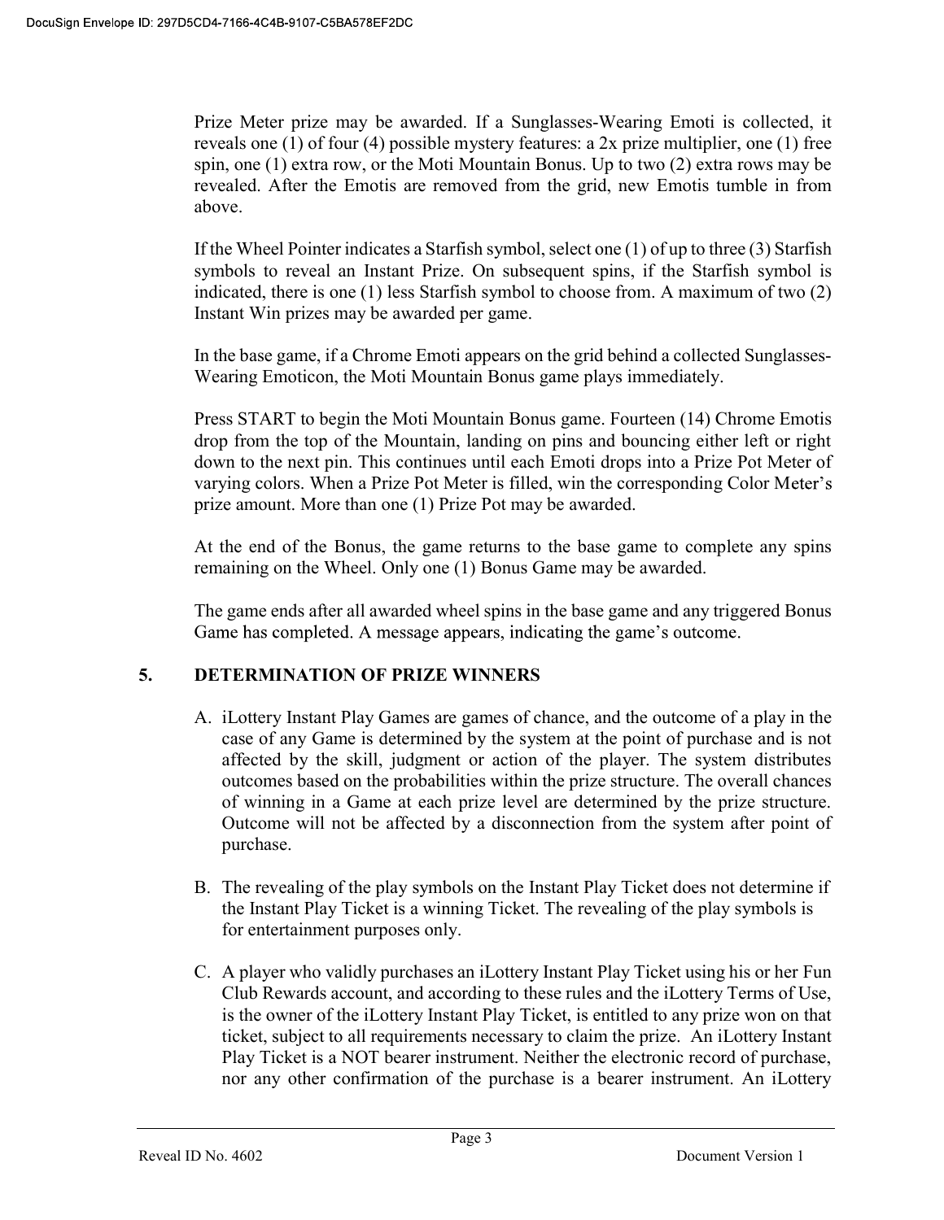Prize Meter prize may be awarded. If a Sunglasses-Wearing Emoti is collected, it reveals one (1) of four (4) possible mystery features: a 2x prize multiplier, one (1) free spin, one (1) extra row, or the Moti Mountain Bonus. Up to two (2) extra rows may be revealed. After the Emotis are removed from the grid, new Emotis tumble in from above.

If the Wheel Pointer indicates a Starfish symbol, select one (1) of up to three (3) Starfish symbols to reveal an Instant Prize. On subsequent spins, if the Starfish symbol is indicated, there is one (1) less Starfish symbol to choose from. A maximum of two (2) Instant Win prizes may be awarded per game.

In the base game, if a Chrome Emoti appears on the grid behind a collected Sunglasses-Wearing Emoticon, the Moti Mountain Bonus game plays immediately.

Press START to begin the Moti Mountain Bonus game. Fourteen (14) Chrome Emotis drop from the top of the Mountain, landing on pins and bouncing either left or right down to the next pin. This continues until each Emoti drops into a Prize Pot Meter of varying colors. When a Prize Pot Meter is filled, win the corresponding Color Meter's prize amount. More than one (1) Prize Pot may be awarded.

At the end of the Bonus, the game returns to the base game to complete any spins remaining on the Wheel. Only one (1) Bonus Game may be awarded.

The game ends after all awarded wheel spins in the base game and any triggered Bonus Game has completed. A message appears, indicating the game's outcome.

## 5. DETERMINATION OF PRIZE WINNERS

A. iLottery Instant Play Games are games of chance, and the outcome of a play in the case of any Game is determined by the system at the point of purchase and is not affected by the skill, judgment or action of the player. The system distributes outcomes based on the probabilities within the prize structure. The overall chances of winning in a Game at each prize level are determined by the prize structure. Outcome will not be affected by a disconnection from the system after point of purchase.

B. The revealing of the play symbols on the Instant Play Ticket does not determine if the Instant Play Ticket is a winning Ticket. The revealing of the play symbols is for entertainment purposes only.

C. A player who validly purchases an iLottery Instant Play Ticket using his or her Fun Club Rewards account, and according to these rules and the iLottery Terms of Use, is the owner of the iLottery Instant Play Ticket, is entitled to any prize won on that ticket, subject to all requirements necessary to claim the prize. An iLottery Instant Play Ticket is a NOT bearer instrument. Neither the electronic record of purchase, nor any other confirmation of the purchase is a bearer instrument. An iLottery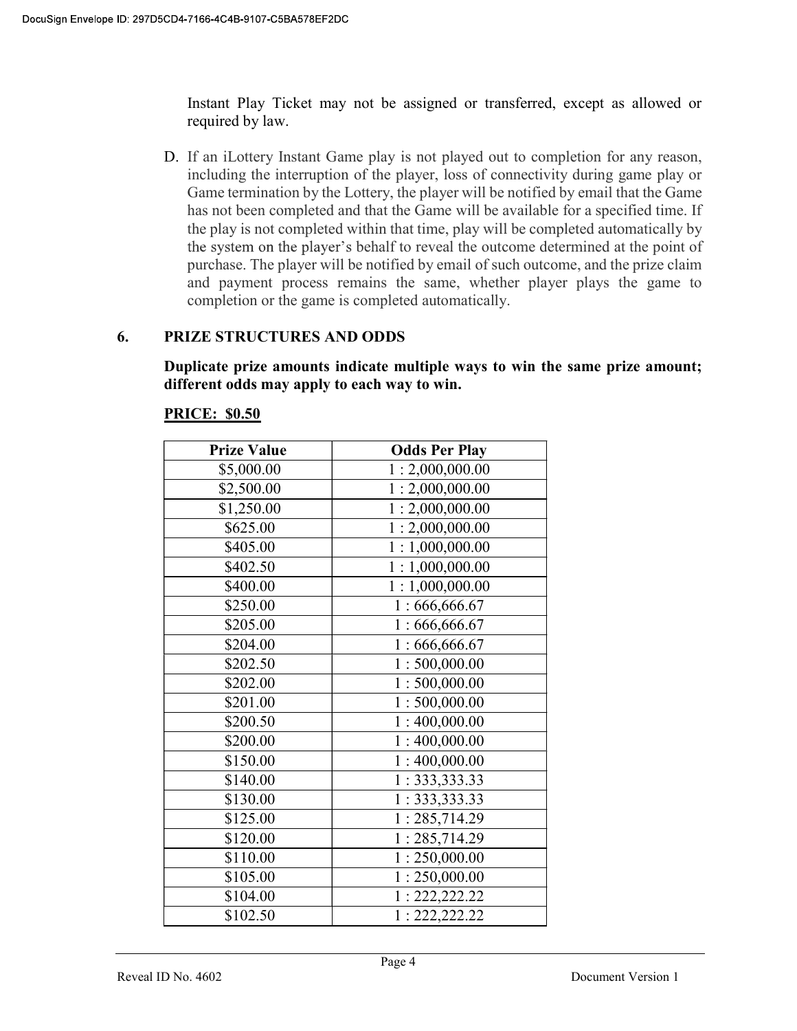Instant Play Ticket may not be assigned or transferred, except as allowed or required by law.

D. If an iLottery Instant Game play is not played out to completion for any reason, including the interruption of the player, loss of connectivity during game play or Game termination by the Lottery, the player will be notified by email that the Game has not been completed and that the Game will be available for a specified time. If the play is not completed within that time, play will be completed automatically by the system on the player's behalf to reveal the outcome determined at the point of purchase. The player will be notified by email of such outcome, and the prize claim and payment process remains the same, whether player plays the game to completion or the game is completed automatically.

## 6. PRIZE STRUCTURES AND ODDS

**Duplicate prize amounts indicate multiple ways to win the same prize amount; different odds may apply to each way to win.**

**PRICE: $0.50**

| Prize Value | Odds Per Play |
|---|---|
| $5,000.00 | 1 : 2,000,000.00 |
| $2,500.00 | 1 : 2,000,000.00 |
| $1,250.00 | 1 : 2,000,000.00 |
| $625.00 | 1 : 2,000,000.00 |
| $405.00 | 1 : 1,000,000.00 |
| $402.50 | 1 : 1,000,000.00 |
| $400.00 | 1 : 1,000,000.00 |
| $250.00 | 1 : 666,666.67 |
| $205.00 | 1 : 666,666.67 |
| $204.00 | 1 : 666,666.67 |
| $202.50 | 1 : 500,000.00 |
| $202.00 | 1 : 500,000.00 |
| $201.00 | 1 : 500,000.00 |
| $200.50 | 1 : 400,000.00 |
| $200.00 | 1 : 400,000.00 |
| $150.00 | 1 : 400,000.00 |
| $140.00 | 1 : 333,333.33 |
| $130.00 | 1 : 333,333.33 |
| $125.00 | 1 : 285,714.29 |
| $120.00 | 1 : 285,714.29 |
| $110.00 | 1 : 250,000.00 |
| $105.00 | 1 : 250,000.00 |
| $104.00 | 1 : 222,222.22 |
| $102.50 | 1 : 222,222.22 |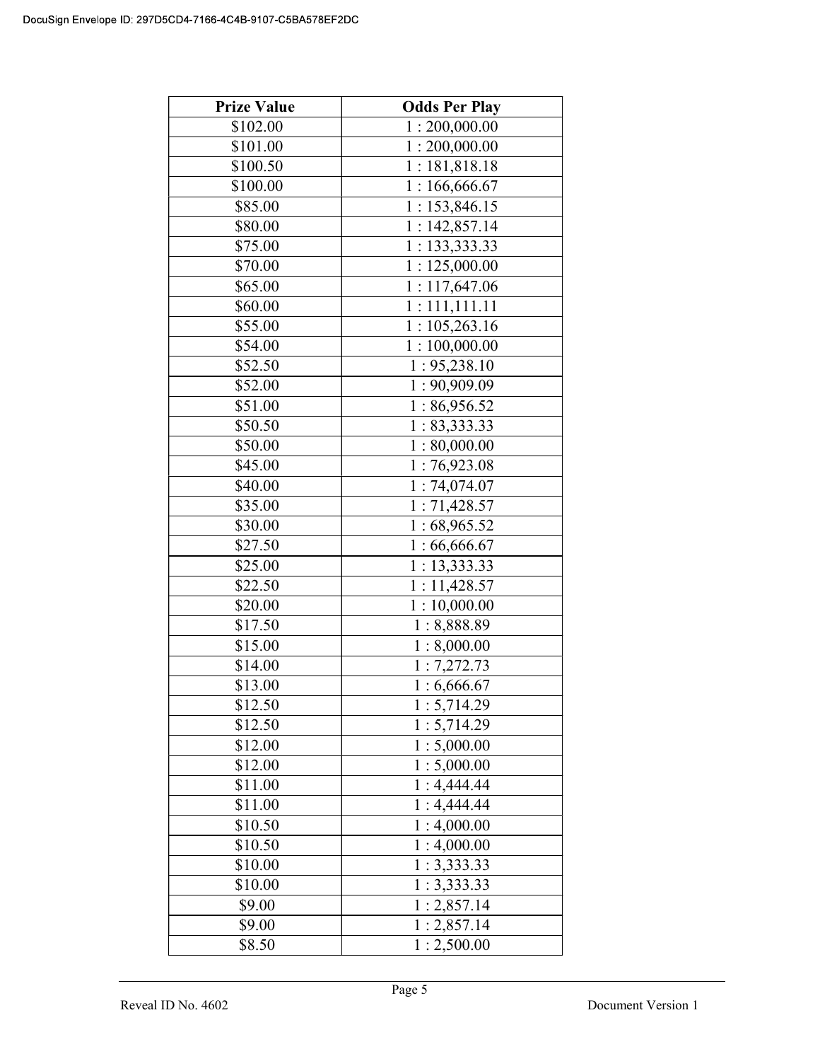| Prize Value | Odds Per Play |
|---|---|
| $102.00 | 1 : 200,000.00 |
| $101.00 | 1 : 200,000.00 |
| $100.50 | 1 : 181,818.18 |
| $100.00 | 1 : 166,666.67 |
| $85.00 | 1 : 153,846.15 |
| $80.00 | 1 : 142,857.14 |
| $75.00 | 1 : 133,333.33 |
| $70.00 | 1 : 125,000.00 |
| $65.00 | 1 : 117,647.06 |
| $60.00 | 1 : 111,111.11 |
| $55.00 | 1 : 105,263.16 |
| $54.00 | 1 : 100,000.00 |
| $52.50 | 1 : 95,238.10 |
| $52.00 | 1 : 90,909.09 |
| $51.00 | 1 : 86,956.52 |
| $50.50 | 1 : 83,333.33 |
| $50.00 | 1 : 80,000.00 |
| $45.00 | 1 : 76,923.08 |
| $40.00 | 1 : 74,074.07 |
| $35.00 | 1 : 71,428.57 |
| $30.00 | 1 : 68,965.52 |
| $27.50 | 1 : 66,666.67 |
| $25.00 | 1 : 13,333.33 |
| $22.50 | 1 : 11,428.57 |
| $20.00 | 1 : 10,000.00 |
| $17.50 | 1 : 8,888.89 |
| $15.00 | 1 : 8,000.00 |
| $14.00 | 1 : 7,272.73 |
| $13.00 | 1 : 6,666.67 |
| $12.50 | 1 : 5,714.29 |
| $12.50 | 1 : 5,714.29 |
| $12.00 | 1 : 5,000.00 |
| $12.00 | 1 : 5,000.00 |
| $11.00 | 1 : 4,444.44 |
| $11.00 | 1 : 4,444.44 |
| $10.50 | 1 : 4,000.00 |
| $10.50 | 1 : 4,000.00 |
| $10.00 | 1 : 3,333.33 |
| $10.00 | 1 : 3,333.33 |
| $9.00 | 1 : 2,857.14 |
| $9.00 | 1 : 2,857.14 |
| $8.50 | 1 : 2,500.00 |

Reveal ID No. 4602 Document Version 1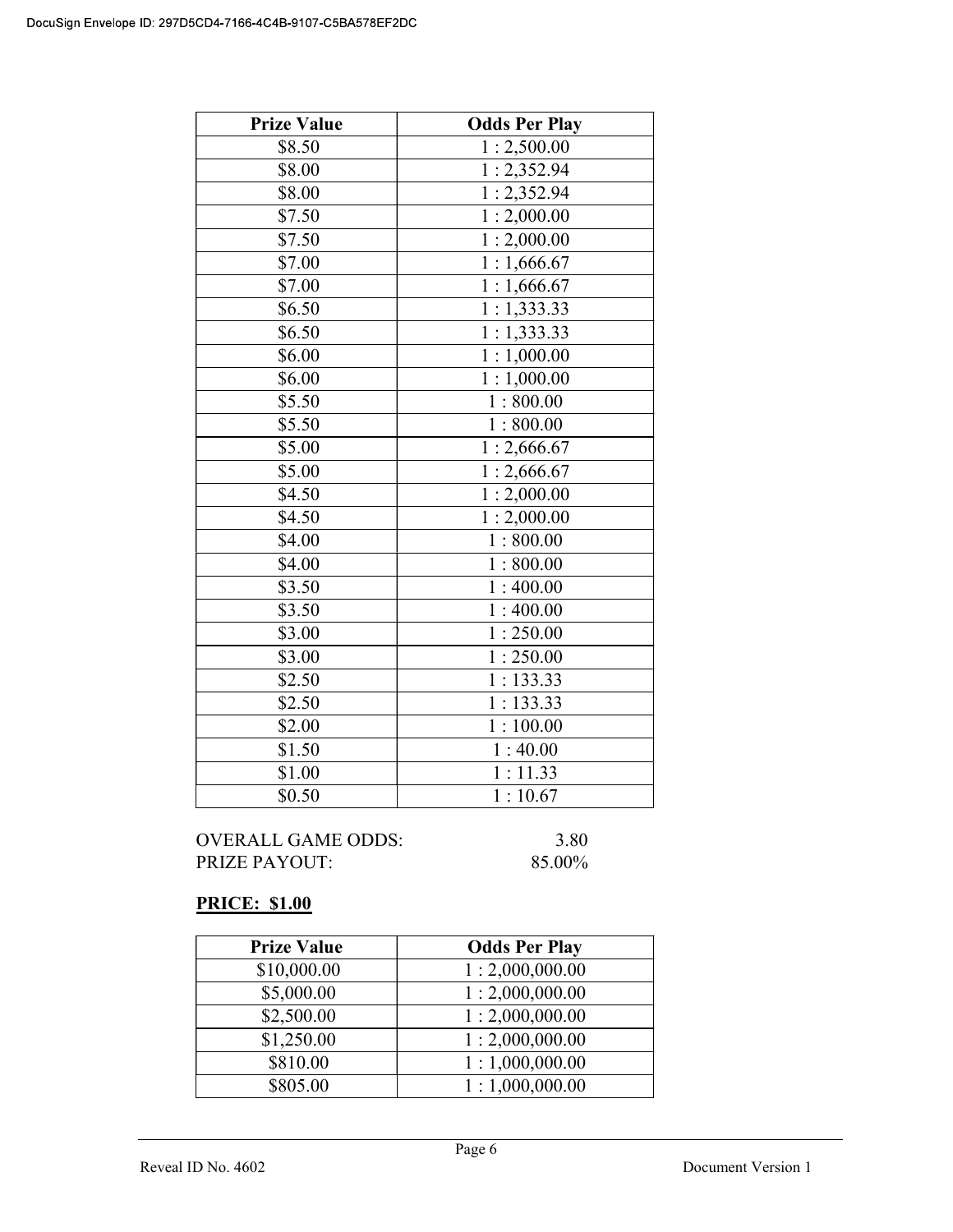| Prize Value | Odds Per Play |
|---|---|
| $8.50 | 1 : 2,500.00 |
| $8.00 | 1 : 2,352.94 |
| $8.00 | 1 : 2,352.94 |
| $7.50 | 1 : 2,000.00 |
| $7.50 | 1 : 2,000.00 |
| $7.00 | 1 : 1,666.67 |
| $7.00 | 1 : 1,666.67 |
| $6.50 | 1 : 1,333.33 |
| $6.50 | 1 : 1,333.33 |
| $6.00 | 1 : 1,000.00 |
| $6.00 | 1 : 1,000.00 |
| $5.50 | 1 : 800.00 |
| $5.50 | 1 : 800.00 |
| $5.00 | 1 : 2,666.67 |
| $5.00 | 1 : 2,666.67 |
| $4.50 | 1 : 2,000.00 |
| $4.50 | 1 : 2,000.00 |
| $4.00 | 1 : 800.00 |
| $4.00 | 1 : 800.00 |
| $3.50 | 1 : 400.00 |
| $3.50 | 1 : 400.00 |
| $3.00 | 1 : 250.00 |
| $3.00 | 1 : 250.00 |
| $2.50 | 1 : 133.33 |
| $2.50 | 1 : 133.33 |
| $2.00 | 1 : 100.00 |
| $1.50 | 1 : 40.00 |
| $1.00 | 1 : 11.33 |
| $0.50 | 1 : 10.67 |

OVERALL GAME ODDS: 3.80
PRIZE PAYOUT: 85.00%

**PRICE: $1.00**

| Prize Value | Odds Per Play |
|---|---|
| $10,000.00 | 1 : 2,000,000.00 |
| $5,000.00 | 1 : 2,000,000.00 |
| $2,500.00 | 1 : 2,000,000.00 |
| $1,250.00 | 1 : 2,000,000.00 |
| $810.00 | 1 : 1,000,000.00 |
| $805.00 | 1 : 1,000,000.00 |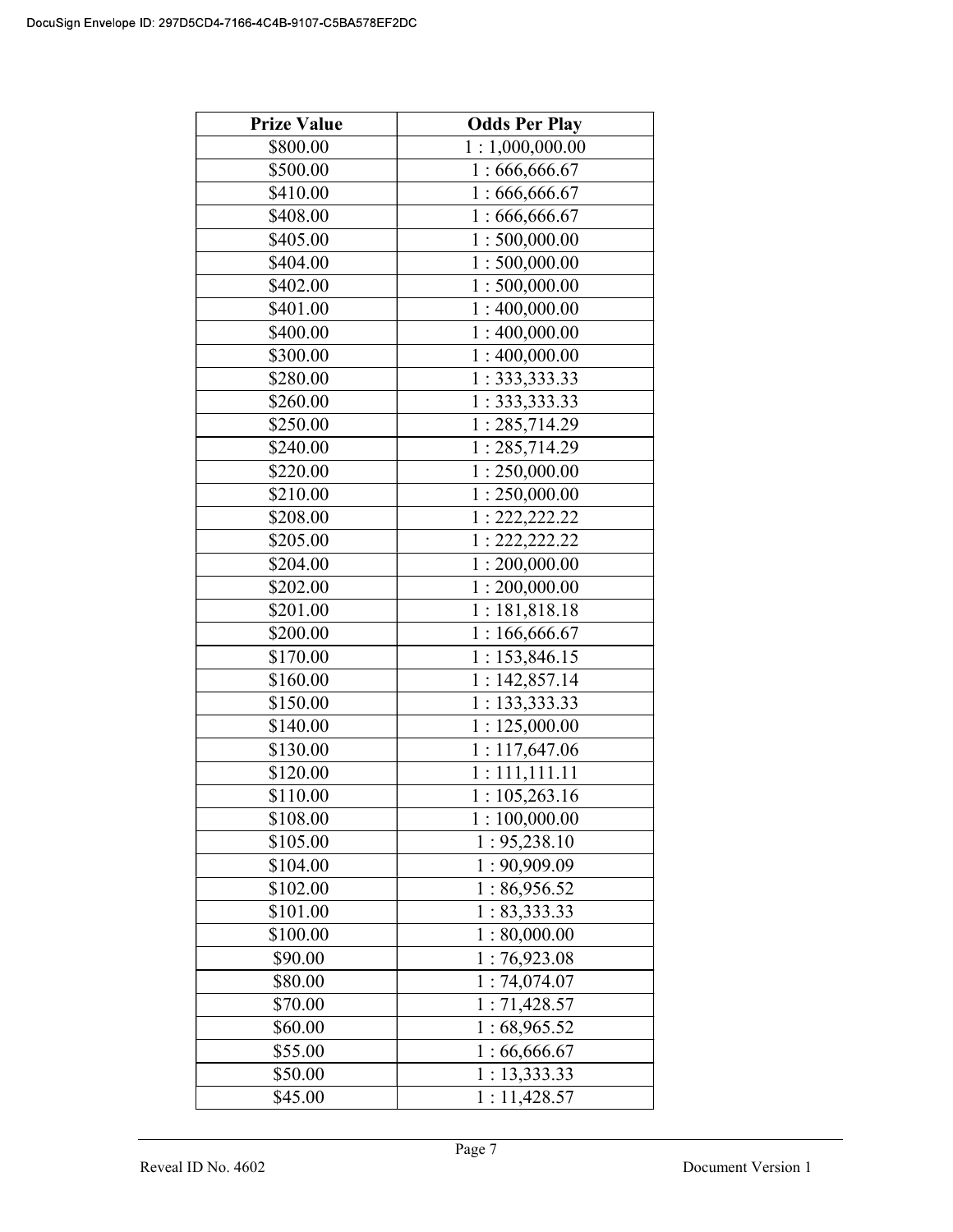| Prize Value | Odds Per Play |
|---|---|
| $800.00 | 1 : 1,000,000.00 |
| $500.00 | 1 : 666,666.67 |
| $410.00 | 1 : 666,666.67 |
| $408.00 | 1 : 666,666.67 |
| $405.00 | 1 : 500,000.00 |
| $404.00 | 1 : 500,000.00 |
| $402.00 | 1 : 500,000.00 |
| $401.00 | 1 : 400,000.00 |
| $400.00 | 1 : 400,000.00 |
| $300.00 | 1 : 400,000.00 |
| $280.00 | 1 : 333,333.33 |
| $260.00 | 1 : 333,333.33 |
| $250.00 | 1 : 285,714.29 |
| $240.00 | 1 : 285,714.29 |
| $220.00 | 1 : 250,000.00 |
| $210.00 | 1 : 250,000.00 |
| $208.00 | 1 : 222,222.22 |
| $205.00 | 1 : 222,222.22 |
| $204.00 | 1 : 200,000.00 |
| $202.00 | 1 : 200,000.00 |
| $201.00 | 1 : 181,818.18 |
| $200.00 | 1 : 166,666.67 |
| $170.00 | 1 : 153,846.15 |
| $160.00 | 1 : 142,857.14 |
| $150.00 | 1 : 133,333.33 |
| $140.00 | 1 : 125,000.00 |
| $130.00 | 1 : 117,647.06 |
| $120.00 | 1 : 111,111.11 |
| $110.00 | 1 : 105,263.16 |
| $108.00 | 1 : 100,000.00 |
| $105.00 | 1 : 95,238.10 |
| $104.00 | 1 : 90,909.09 |
| $102.00 | 1 : 86,956.52 |
| $101.00 | 1 : 83,333.33 |
| $100.00 | 1 : 80,000.00 |
| $90.00 | 1 : 76,923.08 |
| $80.00 | 1 : 74,074.07 |
| $70.00 | 1 : 71,428.57 |
| $60.00 | 1 : 68,965.52 |
| $55.00 | 1 : 66,666.67 |
| $50.00 | 1 : 13,333.33 |
| $45.00 | 1 : 11,428.57 |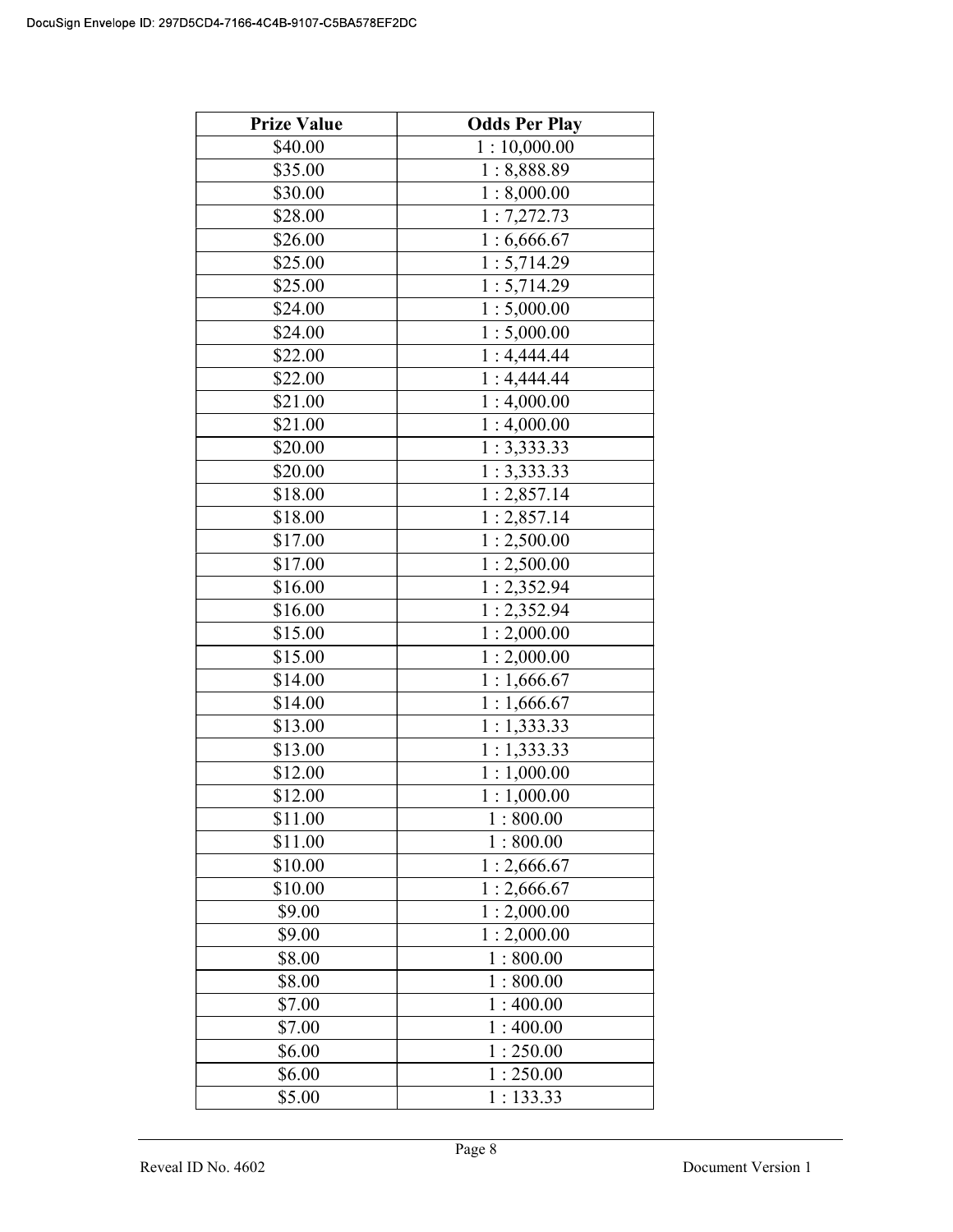| Prize Value | Odds Per Play |
| --- | --- |
| $40.00 | 1 : 10,000.00 |
| $35.00 | 1 : 8,888.89 |
| $30.00 | 1 : 8,000.00 |
| $28.00 | 1 : 7,272.73 |
| $26.00 | 1 : 6,666.67 |
| $25.00 | 1 : 5,714.29 |
| $25.00 | 1 : 5,714.29 |
| $24.00 | 1 : 5,000.00 |
| $24.00 | 1 : 5,000.00 |
| $22.00 | 1 : 4,444.44 |
| $22.00 | 1 : 4,444.44 |
| $21.00 | 1 : 4,000.00 |
| $21.00 | 1 : 4,000.00 |
| $20.00 | 1 : 3,333.33 |
| $20.00 | 1 : 3,333.33 |
| $18.00 | 1 : 2,857.14 |
| $18.00 | 1 : 2,857.14 |
| $17.00 | 1 : 2,500.00 |
| $17.00 | 1 : 2,500.00 |
| $16.00 | 1 : 2,352.94 |
| $16.00 | 1 : 2,352.94 |
| $15.00 | 1 : 2,000.00 |
| $15.00 | 1 : 2,000.00 |
| $14.00 | 1 : 1,666.67 |
| $14.00 | 1 : 1,666.67 |
| $13.00 | 1 : 1,333.33 |
| $13.00 | 1 : 1,333.33 |
| $12.00 | 1 : 1,000.00 |
| $12.00 | 1 : 1,000.00 |
| $11.00 | 1 : 800.00 |
| $11.00 | 1 : 800.00 |
| $10.00 | 1 : 2,666.67 |
| $10.00 | 1 : 2,666.67 |
| $9.00 | 1 : 2,000.00 |
| $9.00 | 1 : 2,000.00 |
| $8.00 | 1 : 800.00 |
| $8.00 | 1 : 800.00 |
| $7.00 | 1 : 400.00 |
| $7.00 | 1 : 400.00 |
| $6.00 | 1 : 250.00 |
| $6.00 | 1 : 250.00 |
| $5.00 | 1 : 133.33 |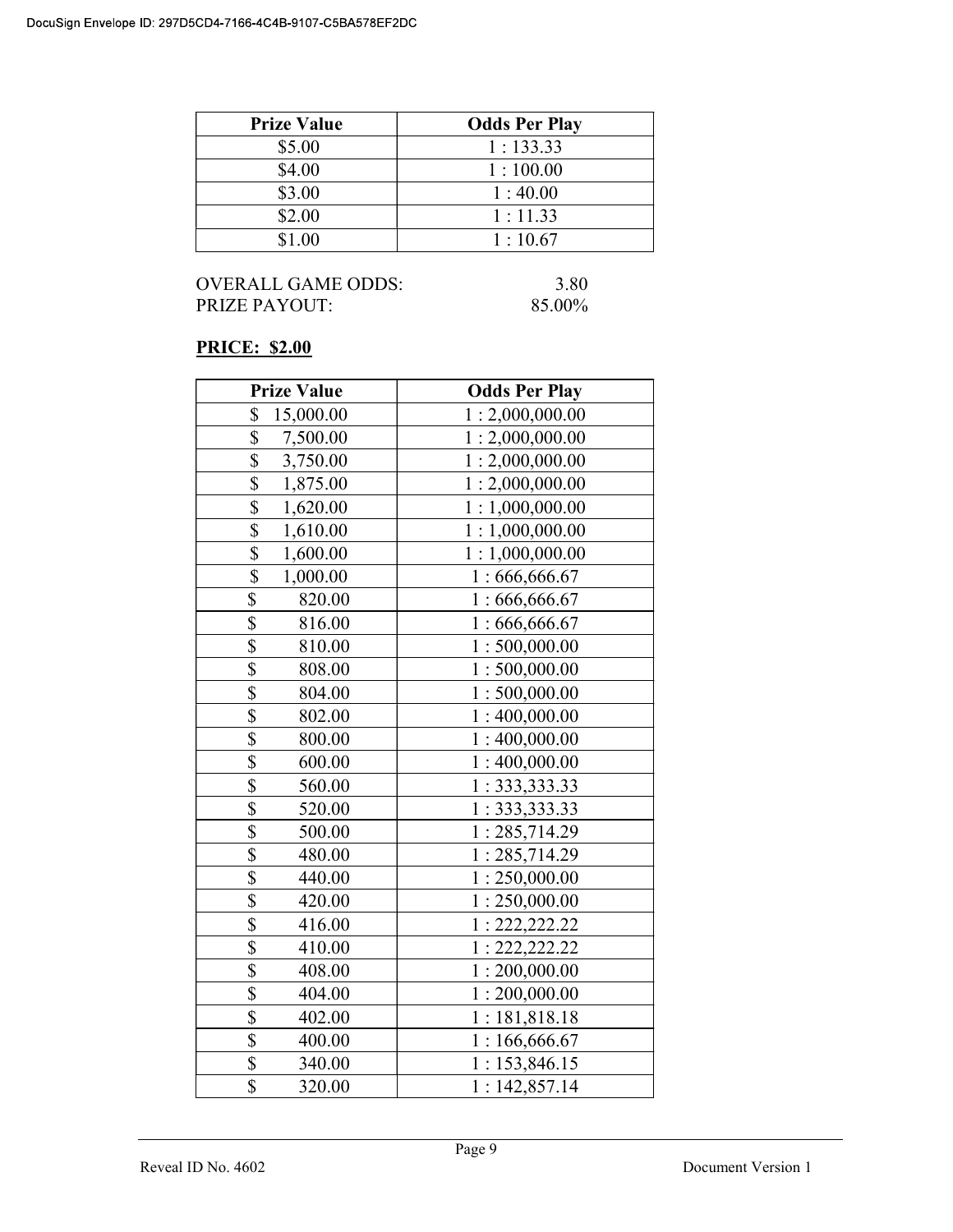| Prize Value | Odds Per Play |
|---|---|
| $5.00 | 1 : 133.33 |
| $4.00 | 1 : 100.00 |
| $3.00 | 1 : 40.00 |
| $2.00 | 1 : 11.33 |
| $1.00 | 1 : 10.67 |

OVERALL GAME ODDS: 3.80
PRIZE PAYOUT: 85.00%

**PRICE: $2.00**

| Prize Value | Odds Per Play |
|---|---|
| $ 15,000.00 | 1 : 2,000,000.00 |
| $ 7,500.00 | 1 : 2,000,000.00 |
| $ 3,750.00 | 1 : 2,000,000.00 |
| $ 1,875.00 | 1 : 2,000,000.00 |
| $ 1,620.00 | 1 : 1,000,000.00 |
| $ 1,610.00 | 1 : 1,000,000.00 |
| $ 1,600.00 | 1 : 1,000,000.00 |
| $ 1,000.00 | 1 : 666,666.67 |
| $ 820.00 | 1 : 666,666.67 |
| $ 816.00 | 1 : 666,666.67 |
| $ 810.00 | 1 : 500,000.00 |
| $ 808.00 | 1 : 500,000.00 |
| $ 804.00 | 1 : 500,000.00 |
| $ 802.00 | 1 : 400,000.00 |
| $ 800.00 | 1 : 400,000.00 |
| $ 600.00 | 1 : 400,000.00 |
| $ 560.00 | 1 : 333,333.33 |
| $ 520.00 | 1 : 333,333.33 |
| $ 500.00 | 1 : 285,714.29 |
| $ 480.00 | 1 : 285,714.29 |
| $ 440.00 | 1 : 250,000.00 |
| $ 420.00 | 1 : 250,000.00 |
| $ 416.00 | 1 : 222,222.22 |
| $ 410.00 | 1 : 222,222.22 |
| $ 408.00 | 1 : 200,000.00 |
| $ 404.00 | 1 : 200,000.00 |
| $ 402.00 | 1 : 181,818.18 |
| $ 400.00 | 1 : 166,666.67 |
| $ 340.00 | 1 : 153,846.15 |
| $ 320.00 | 1 : 142,857.14 |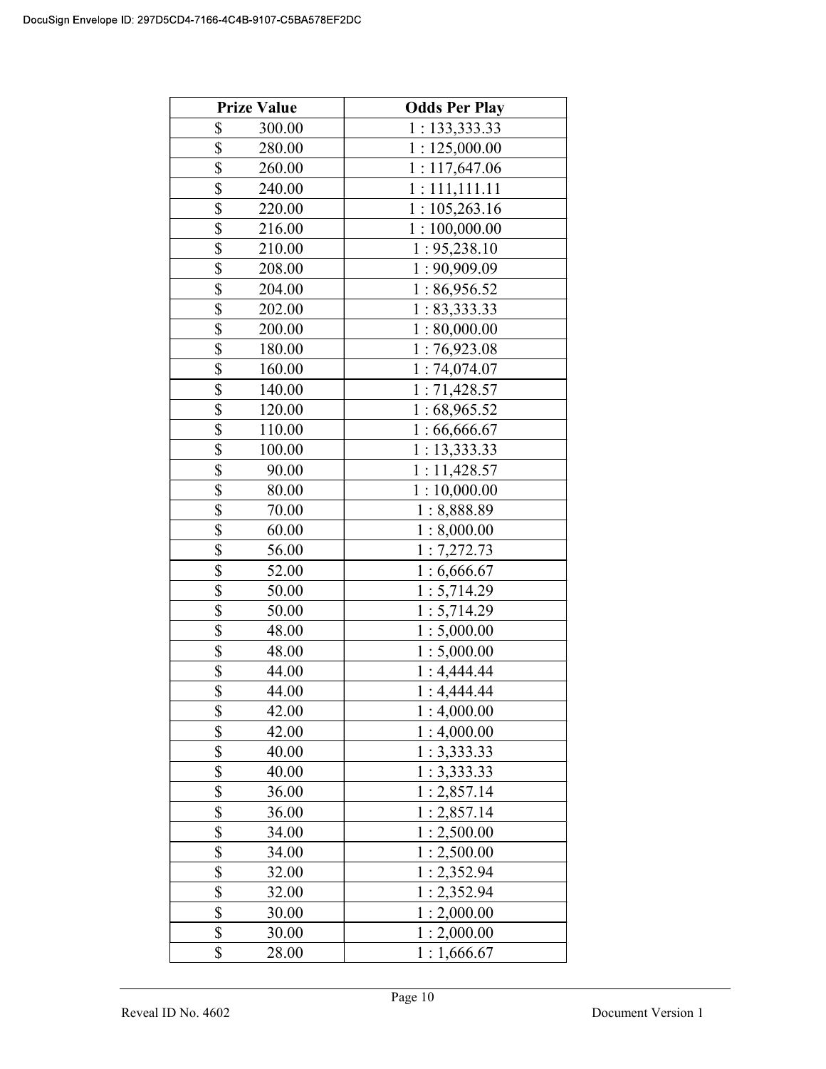| Prize Value | Odds Per Play |
|---|---|
| $ 300.00 | 1 : 133,333.33 |
| $ 280.00 | 1 : 125,000.00 |
| $ 260.00 | 1 : 117,647.06 |
| $ 240.00 | 1 : 111,111.11 |
| $ 220.00 | 1 : 105,263.16 |
| $ 216.00 | 1 : 100,000.00 |
| $ 210.00 | 1 : 95,238.10 |
| $ 208.00 | 1 : 90,909.09 |
| $ 204.00 | 1 : 86,956.52 |
| $ 202.00 | 1 : 83,333.33 |
| $ 200.00 | 1 : 80,000.00 |
| $ 180.00 | 1 : 76,923.08 |
| $ 160.00 | 1 : 74,074.07 |
| $ 140.00 | 1 : 71,428.57 |
| $ 120.00 | 1 : 68,965.52 |
| $ 110.00 | 1 : 66,666.67 |
| $ 100.00 | 1 : 13,333.33 |
| $ 90.00 | 1 : 11,428.57 |
| $ 80.00 | 1 : 10,000.00 |
| $ 70.00 | 1 : 8,888.89 |
| $ 60.00 | 1 : 8,000.00 |
| $ 56.00 | 1 : 7,272.73 |
| $ 52.00 | 1 : 6,666.67 |
| $ 50.00 | 1 : 5,714.29 |
| $ 50.00 | 1 : 5,714.29 |
| $ 48.00 | 1 : 5,000.00 |
| $ 48.00 | 1 : 5,000.00 |
| $ 44.00 | 1 : 4,444.44 |
| $ 44.00 | 1 : 4,444.44 |
| $ 42.00 | 1 : 4,000.00 |
| $ 42.00 | 1 : 4,000.00 |
| $ 40.00 | 1 : 3,333.33 |
| $ 40.00 | 1 : 3,333.33 |
| $ 36.00 | 1 : 2,857.14 |
| $ 36.00 | 1 : 2,857.14 |
| $ 34.00 | 1 : 2,500.00 |
| $ 34.00 | 1 : 2,500.00 |
| $ 32.00 | 1 : 2,352.94 |
| $ 32.00 | 1 : 2,352.94 |
| $ 30.00 | 1 : 2,000.00 |
| $ 30.00 | 1 : 2,000.00 |
| $ 28.00 | 1 : 1,666.67 |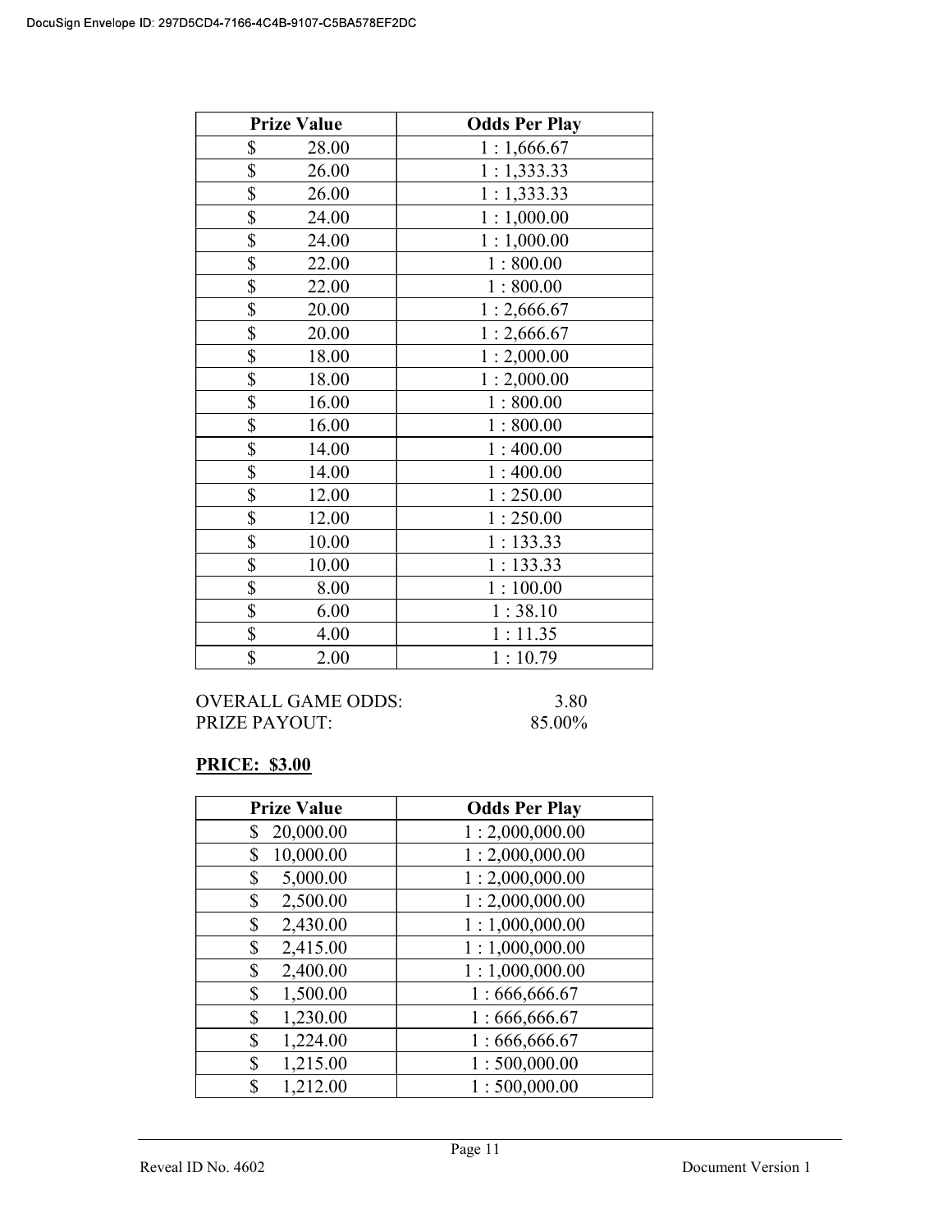| Prize Value | Odds Per Play |
|---|---|
| $ 28.00 | 1 : 1,666.67 |
| $ 26.00 | 1 : 1,333.33 |
| $ 26.00 | 1 : 1,333.33 |
| $ 24.00 | 1 : 1,000.00 |
| $ 24.00 | 1 : 1,000.00 |
| $ 22.00 | 1 : 800.00 |
| $ 22.00 | 1 : 800.00 |
| $ 20.00 | 1 : 2,666.67 |
| $ 20.00 | 1 : 2,666.67 |
| $ 18.00 | 1 : 2,000.00 |
| $ 18.00 | 1 : 2,000.00 |
| $ 16.00 | 1 : 800.00 |
| $ 16.00 | 1 : 800.00 |
| $ 14.00 | 1 : 400.00 |
| $ 14.00 | 1 : 400.00 |
| $ 12.00 | 1 : 250.00 |
| $ 12.00 | 1 : 250.00 |
| $ 10.00 | 1 : 133.33 |
| $ 10.00 | 1 : 133.33 |
| $ 8.00 | 1 : 100.00 |
| $ 6.00 | 1 : 38.10 |
| $ 4.00 | 1 : 11.35 |
| $ 2.00 | 1 : 10.79 |

OVERALL GAME ODDS: 3.80
PRIZE PAYOUT: 85.00%

**PRICE: $3.00**

| Prize Value | Odds Per Play |
|---|---|
| $ 20,000.00 | 1 : 2,000,000.00 |
| $ 10,000.00 | 1 : 2,000,000.00 |
| $ 5,000.00 | 1 : 2,000,000.00 |
| $ 2,500.00 | 1 : 2,000,000.00 |
| $ 2,430.00 | 1 : 1,000,000.00 |
| $ 2,415.00 | 1 : 1,000,000.00 |
| $ 2,400.00 | 1 : 1,000,000.00 |
| $ 1,500.00 | 1 : 666,666.67 |
| $ 1,230.00 | 1 : 666,666.67 |
| $ 1,224.00 | 1 : 666,666.67 |
| $ 1,215.00 | 1 : 500,000.00 |
| $ 1,212.00 | 1 : 500,000.00 |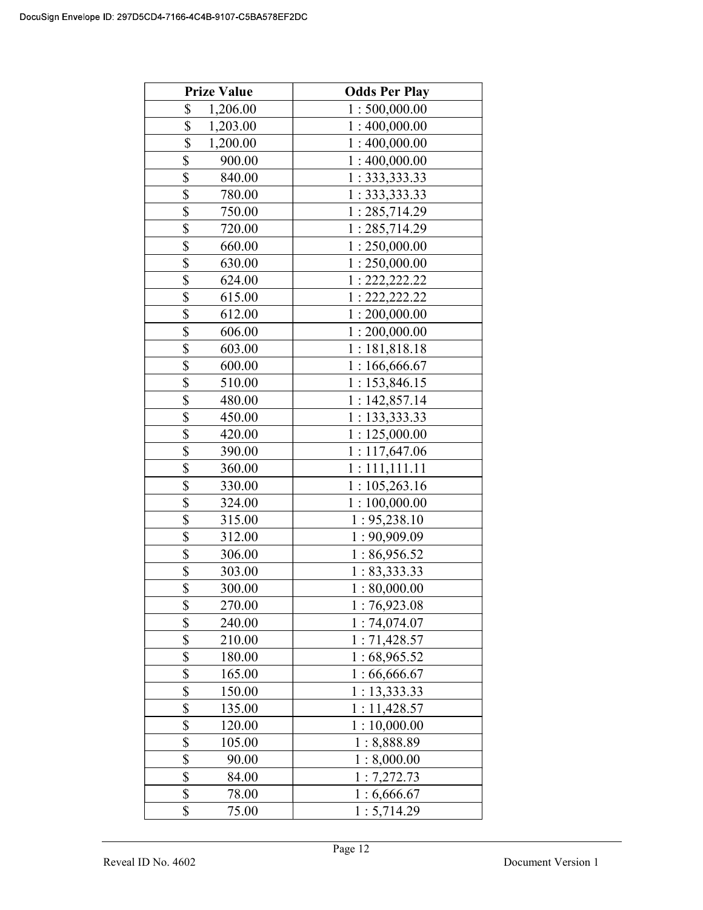| Prize Value | Odds Per Play |
|---|---|
| $ 1,206.00 | 1 : 500,000.00 |
| $ 1,203.00 | 1 : 400,000.00 |
| $ 1,200.00 | 1 : 400,000.00 |
| $ 900.00 | 1 : 400,000.00 |
| $ 840.00 | 1 : 333,333.33 |
| $ 780.00 | 1 : 333,333.33 |
| $ 750.00 | 1 : 285,714.29 |
| $ 720.00 | 1 : 285,714.29 |
| $ 660.00 | 1 : 250,000.00 |
| $ 630.00 | 1 : 250,000.00 |
| $ 624.00 | 1 : 222,222.22 |
| $ 615.00 | 1 : 222,222.22 |
| $ 612.00 | 1 : 200,000.00 |
| $ 606.00 | 1 : 200,000.00 |
| $ 603.00 | 1 : 181,818.18 |
| $ 600.00 | 1 : 166,666.67 |
| $ 510.00 | 1 : 153,846.15 |
| $ 480.00 | 1 : 142,857.14 |
| $ 450.00 | 1 : 133,333.33 |
| $ 420.00 | 1 : 125,000.00 |
| $ 390.00 | 1 : 117,647.06 |
| $ 360.00 | 1 : 111,111.11 |
| $ 330.00 | 1 : 105,263.16 |
| $ 324.00 | 1 : 100,000.00 |
| $ 315.00 | 1 : 95,238.10 |
| $ 312.00 | 1 : 90,909.09 |
| $ 306.00 | 1 : 86,956.52 |
| $ 303.00 | 1 : 83,333.33 |
| $ 300.00 | 1 : 80,000.00 |
| $ 270.00 | 1 : 76,923.08 |
| $ 240.00 | 1 : 74,074.07 |
| $ 210.00 | 1 : 71,428.57 |
| $ 180.00 | 1 : 68,965.52 |
| $ 165.00 | 1 : 66,666.67 |
| $ 150.00 | 1 : 13,333.33 |
| $ 135.00 | 1 : 11,428.57 |
| $ 120.00 | 1 : 10,000.00 |
| $ 105.00 | 1 : 8,888.89 |
| $ 90.00 | 1 : 8,000.00 |
| $ 84.00 | 1 : 7,272.73 |
| $ 78.00 | 1 : 6,666.67 |
| $ 75.00 | 1 : 5,714.29 |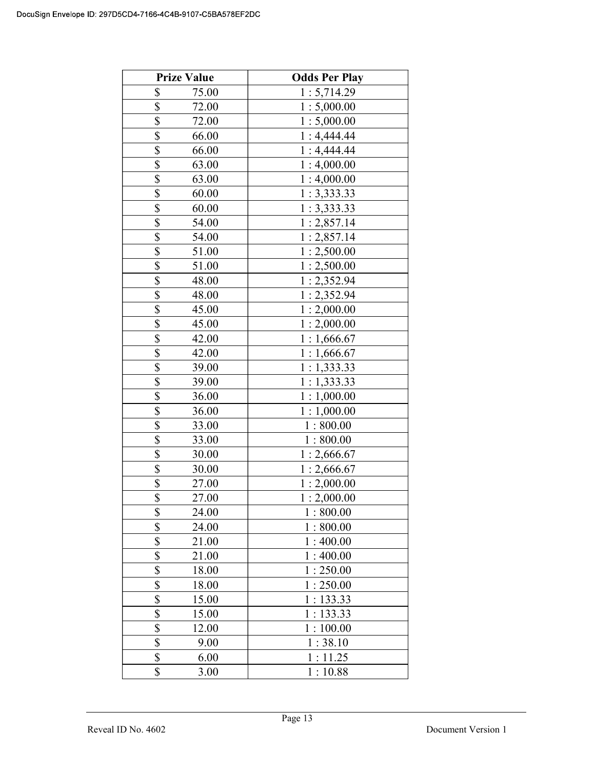| Prize Value | Odds Per Play |
|---|---|
| $ 75.00 | 1 : 5,714.29 |
| $ 72.00 | 1 : 5,000.00 |
| $ 72.00 | 1 : 5,000.00 |
| $ 66.00 | 1 : 4,444.44 |
| $ 66.00 | 1 : 4,444.44 |
| $ 63.00 | 1 : 4,000.00 |
| $ 63.00 | 1 : 4,000.00 |
| $ 60.00 | 1 : 3,333.33 |
| $ 60.00 | 1 : 3,333.33 |
| $ 54.00 | 1 : 2,857.14 |
| $ 54.00 | 1 : 2,857.14 |
| $ 51.00 | 1 : 2,500.00 |
| $ 51.00 | 1 : 2,500.00 |
| $ 48.00 | 1 : 2,352.94 |
| $ 48.00 | 1 : 2,352.94 |
| $ 45.00 | 1 : 2,000.00 |
| $ 45.00 | 1 : 2,000.00 |
| $ 42.00 | 1 : 1,666.67 |
| $ 42.00 | 1 : 1,666.67 |
| $ 39.00 | 1 : 1,333.33 |
| $ 39.00 | 1 : 1,333.33 |
| $ 36.00 | 1 : 1,000.00 |
| $ 36.00 | 1 : 1,000.00 |
| $ 33.00 | 1 : 800.00 |
| $ 33.00 | 1 : 800.00 |
| $ 30.00 | 1 : 2,666.67 |
| $ 30.00 | 1 : 2,666.67 |
| $ 27.00 | 1 : 2,000.00 |
| $ 27.00 | 1 : 2,000.00 |
| $ 24.00 | 1 : 800.00 |
| $ 24.00 | 1 : 800.00 |
| $ 21.00 | 1 : 400.00 |
| $ 21.00 | 1 : 400.00 |
| $ 18.00 | 1 : 250.00 |
| $ 18.00 | 1 : 250.00 |
| $ 15.00 | 1 : 133.33 |
| $ 15.00 | 1 : 133.33 |
| $ 12.00 | 1 : 100.00 |
| $ 9.00 | 1 : 38.10 |
| $ 6.00 | 1 : 11.25 |
| $ 3.00 | 1 : 10.88 |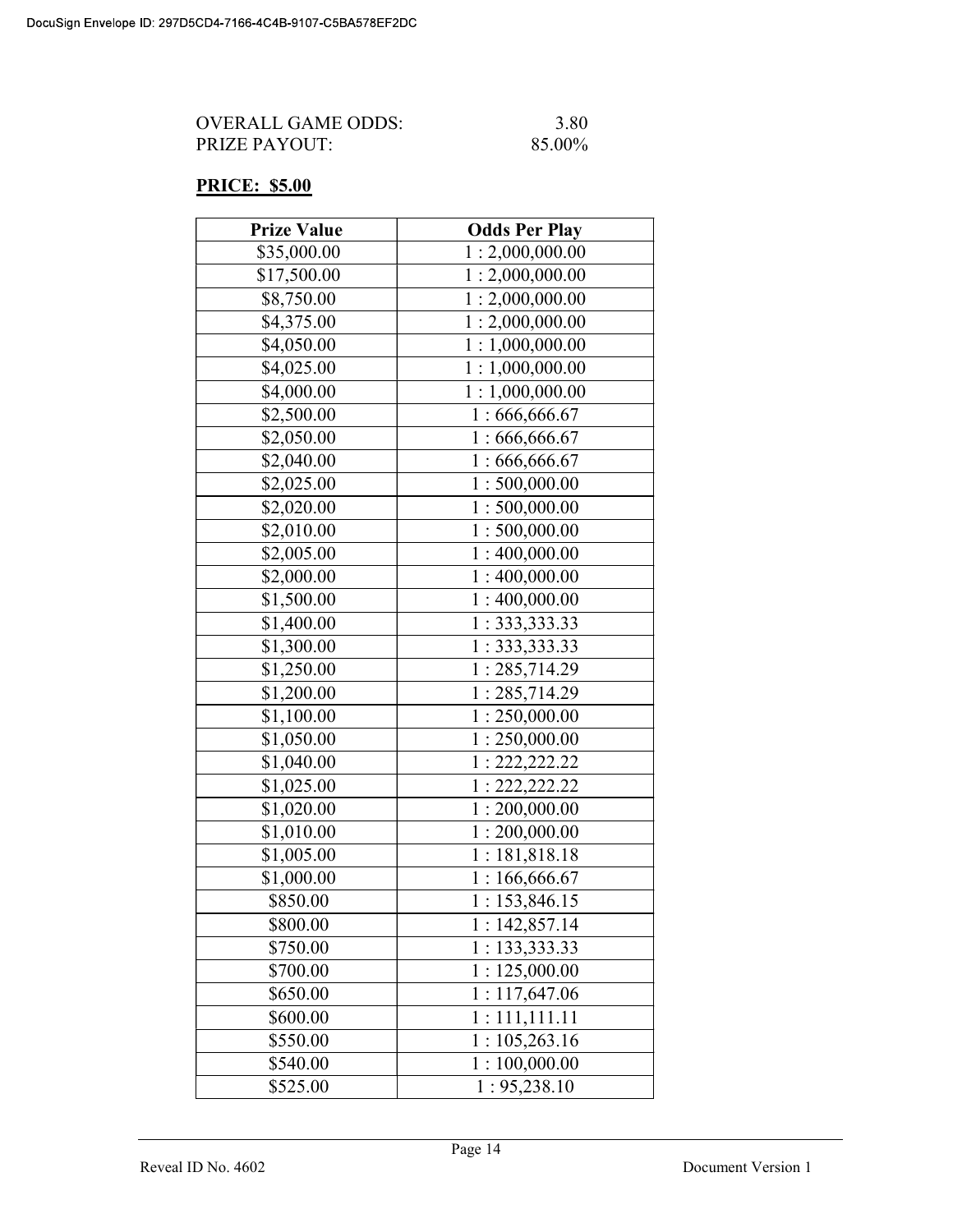OVERALL GAME ODDS: 3.80
PRIZE PAYOUT: 85.00%

**PRICE: $5.00**

| Prize Value | Odds Per Play |
|---|---|
| $35,000.00 | 1 : 2,000,000.00 |
| $17,500.00 | 1 : 2,000,000.00 |
| $8,750.00 | 1 : 2,000,000.00 |
| $4,375.00 | 1 : 2,000,000.00 |
| $4,050.00 | 1 : 1,000,000.00 |
| $4,025.00 | 1 : 1,000,000.00 |
| $4,000.00 | 1 : 1,000,000.00 |
| $2,500.00 | 1 : 666,666.67 |
| $2,050.00 | 1 : 666,666.67 |
| $2,040.00 | 1 : 666,666.67 |
| $2,025.00 | 1 : 500,000.00 |
| $2,020.00 | 1 : 500,000.00 |
| $2,010.00 | 1 : 500,000.00 |
| $2,005.00 | 1 : 400,000.00 |
| $2,000.00 | 1 : 400,000.00 |
| $1,500.00 | 1 : 400,000.00 |
| $1,400.00 | 1 : 333,333.33 |
| $1,300.00 | 1 : 333,333.33 |
| $1,250.00 | 1 : 285,714.29 |
| $1,200.00 | 1 : 285,714.29 |
| $1,100.00 | 1 : 250,000.00 |
| $1,050.00 | 1 : 250,000.00 |
| $1,040.00 | 1 : 222,222.22 |
| $1,025.00 | 1 : 222,222.22 |
| $1,020.00 | 1 : 200,000.00 |
| $1,010.00 | 1 : 200,000.00 |
| $1,005.00 | 1 : 181,818.18 |
| $1,000.00 | 1 : 166,666.67 |
| $850.00 | 1 : 153,846.15 |
| $800.00 | 1 : 142,857.14 |
| $750.00 | 1 : 133,333.33 |
| $700.00 | 1 : 125,000.00 |
| $650.00 | 1 : 117,647.06 |
| $600.00 | 1 : 111,111.11 |
| $550.00 | 1 : 105,263.16 |
| $540.00 | 1 : 100,000.00 |
| $525.00 | 1 : 95,238.10 |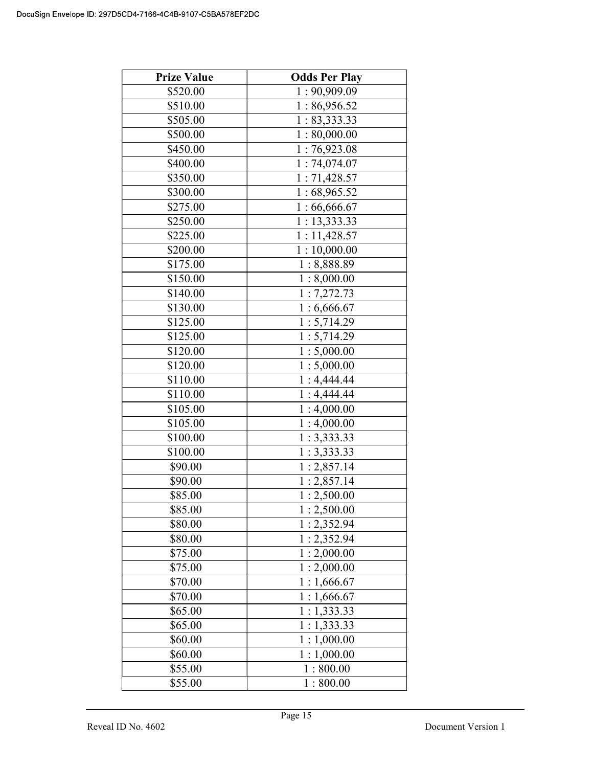| Prize Value | Odds Per Play |
|---|---|
| $520.00 | 1 : 90,909.09 |
| $510.00 | 1 : 86,956.52 |
| $505.00 | 1 : 83,333.33 |
| $500.00 | 1 : 80,000.00 |
| $450.00 | 1 : 76,923.08 |
| $400.00 | 1 : 74,074.07 |
| $350.00 | 1 : 71,428.57 |
| $300.00 | 1 : 68,965.52 |
| $275.00 | 1 : 66,666.67 |
| $250.00 | 1 : 13,333.33 |
| $225.00 | 1 : 11,428.57 |
| $200.00 | 1 : 10,000.00 |
| $175.00 | 1 : 8,888.89 |
| $150.00 | 1 : 8,000.00 |
| $140.00 | 1 : 7,272.73 |
| $130.00 | 1 : 6,666.67 |
| $125.00 | 1 : 5,714.29 |
| $125.00 | 1 : 5,714.29 |
| $120.00 | 1 : 5,000.00 |
| $120.00 | 1 : 5,000.00 |
| $110.00 | 1 : 4,444.44 |
| $110.00 | 1 : 4,444.44 |
| $105.00 | 1 : 4,000.00 |
| $105.00 | 1 : 4,000.00 |
| $100.00 | 1 : 3,333.33 |
| $100.00 | 1 : 3,333.33 |
| $90.00 | 1 : 2,857.14 |
| $90.00 | 1 : 2,857.14 |
| $85.00 | 1 : 2,500.00 |
| $85.00 | 1 : 2,500.00 |
| $80.00 | 1 : 2,352.94 |
| $80.00 | 1 : 2,352.94 |
| $75.00 | 1 : 2,000.00 |
| $75.00 | 1 : 2,000.00 |
| $70.00 | 1 : 1,666.67 |
| $70.00 | 1 : 1,666.67 |
| $65.00 | 1 : 1,333.33 |
| $65.00 | 1 : 1,333.33 |
| $60.00 | 1 : 1,000.00 |
| $60.00 | 1 : 1,000.00 |
| $55.00 | 1 : 800.00 |
| $55.00 | 1 : 800.00 |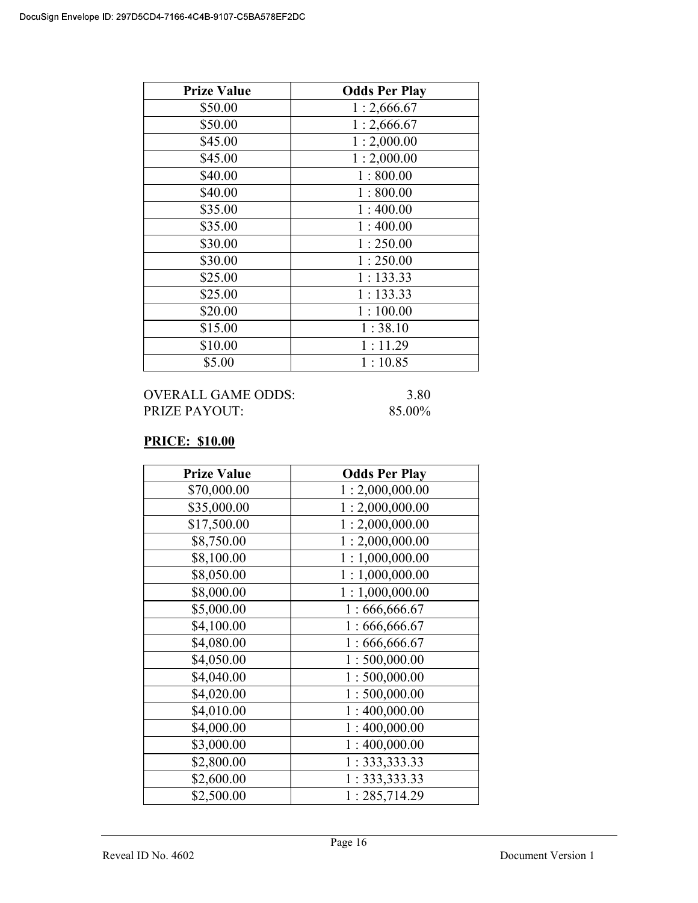| Prize Value | Odds Per Play |
|---|---|
| $50.00 | 1 : 2,666.67 |
| $50.00 | 1 : 2,666.67 |
| $45.00 | 1 : 2,000.00 |
| $45.00 | 1 : 2,000.00 |
| $40.00 | 1 : 800.00 |
| $40.00 | 1 : 800.00 |
| $35.00 | 1 : 400.00 |
| $35.00 | 1 : 400.00 |
| $30.00 | 1 : 250.00 |
| $30.00 | 1 : 250.00 |
| $25.00 | 1 : 133.33 |
| $25.00 | 1 : 133.33 |
| $20.00 | 1 : 100.00 |
| $15.00 | 1 : 38.10 |
| $10.00 | 1 : 11.29 |
| $5.00 | 1 : 10.85 |

OVERALL GAME ODDS: 3.80
PRIZE PAYOUT: 85.00%

**PRICE: $10.00**

| Prize Value | Odds Per Play |
|---|---|
| $70,000.00 | 1 : 2,000,000.00 |
| $35,000.00 | 1 : 2,000,000.00 |
| $17,500.00 | 1 : 2,000,000.00 |
| $8,750.00 | 1 : 2,000,000.00 |
| $8,100.00 | 1 : 1,000,000.00 |
| $8,050.00 | 1 : 1,000,000.00 |
| $8,000.00 | 1 : 1,000,000.00 |
| $5,000.00 | 1 : 666,666.67 |
| $4,100.00 | 1 : 666,666.67 |
| $4,080.00 | 1 : 666,666.67 |
| $4,050.00 | 1 : 500,000.00 |
| $4,040.00 | 1 : 500,000.00 |
| $4,020.00 | 1 : 500,000.00 |
| $4,010.00 | 1 : 400,000.00 |
| $4,000.00 | 1 : 400,000.00 |
| $3,000.00 | 1 : 400,000.00 |
| $2,800.00 | 1 : 333,333.33 |
| $2,600.00 | 1 : 333,333.33 |
| $2,500.00 | 1 : 285,714.29 |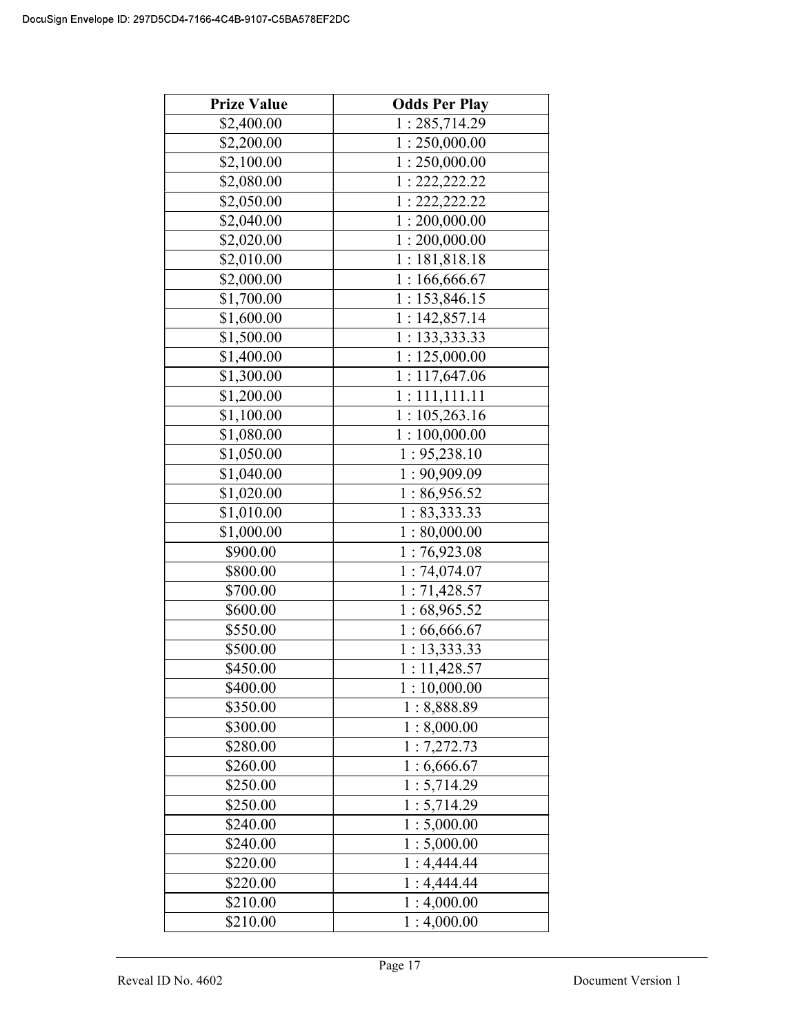| Prize Value | Odds Per Play |
|---|---|
| $2,400.00 | 1 : 285,714.29 |
| $2,200.00 | 1 : 250,000.00 |
| $2,100.00 | 1 : 250,000.00 |
| $2,080.00 | 1 : 222,222.22 |
| $2,050.00 | 1 : 222,222.22 |
| $2,040.00 | 1 : 200,000.00 |
| $2,020.00 | 1 : 200,000.00 |
| $2,010.00 | 1 : 181,818.18 |
| $2,000.00 | 1 : 166,666.67 |
| $1,700.00 | 1 : 153,846.15 |
| $1,600.00 | 1 : 142,857.14 |
| $1,500.00 | 1 : 133,333.33 |
| $1,400.00 | 1 : 125,000.00 |
| $1,300.00 | 1 : 117,647.06 |
| $1,200.00 | 1 : 111,111.11 |
| $1,100.00 | 1 : 105,263.16 |
| $1,080.00 | 1 : 100,000.00 |
| $1,050.00 | 1 : 95,238.10 |
| $1,040.00 | 1 : 90,909.09 |
| $1,020.00 | 1 : 86,956.52 |
| $1,010.00 | 1 : 83,333.33 |
| $1,000.00 | 1 : 80,000.00 |
| $900.00 | 1 : 76,923.08 |
| $800.00 | 1 : 74,074.07 |
| $700.00 | 1 : 71,428.57 |
| $600.00 | 1 : 68,965.52 |
| $550.00 | 1 : 66,666.67 |
| $500.00 | 1 : 13,333.33 |
| $450.00 | 1 : 11,428.57 |
| $400.00 | 1 : 10,000.00 |
| $350.00 | 1 : 8,888.89 |
| $300.00 | 1 : 8,000.00 |
| $280.00 | 1 : 7,272.73 |
| $260.00 | 1 : 6,666.67 |
| $250.00 | 1 : 5,714.29 |
| $250.00 | 1 : 5,714.29 |
| $240.00 | 1 : 5,000.00 |
| $240.00 | 1 : 5,000.00 |
| $220.00 | 1 : 4,444.44 |
| $220.00 | 1 : 4,444.44 |
| $210.00 | 1 : 4,000.00 |
| $210.00 | 1 : 4,000.00 |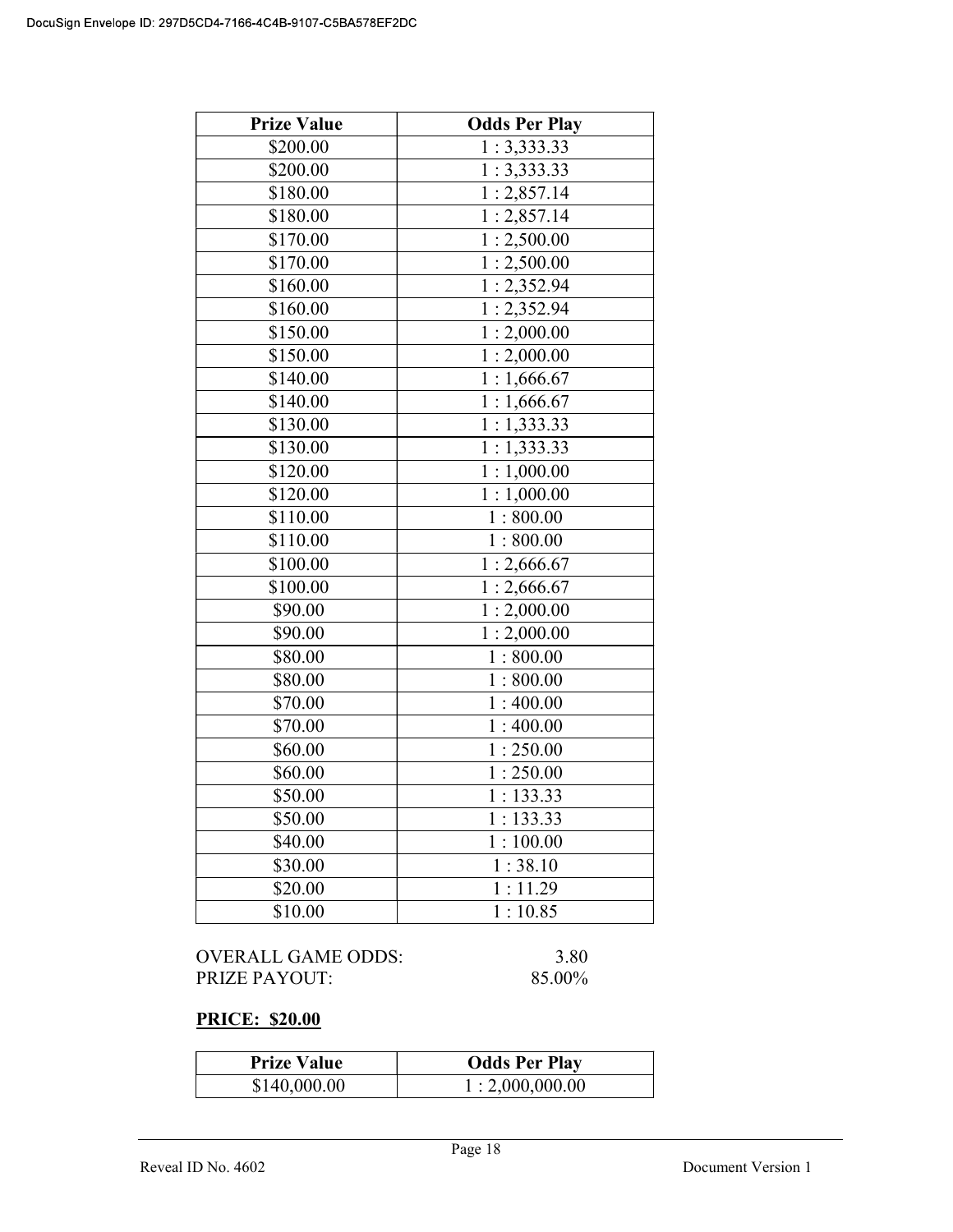| Prize Value | Odds Per Play |
|---|---|
| $200.00 | 1 : 3,333.33 |
| $200.00 | 1 : 3,333.33 |
| $180.00 | 1 : 2,857.14 |
| $180.00 | 1 : 2,857.14 |
| $170.00 | 1 : 2,500.00 |
| $170.00 | 1 : 2,500.00 |
| $160.00 | 1 : 2,352.94 |
| $160.00 | 1 : 2,352.94 |
| $150.00 | 1 : 2,000.00 |
| $150.00 | 1 : 2,000.00 |
| $140.00 | 1 : 1,666.67 |
| $140.00 | 1 : 1,666.67 |
| $130.00 | 1 : 1,333.33 |
| $130.00 | 1 : 1,333.33 |
| $120.00 | 1 : 1,000.00 |
| $120.00 | 1 : 1,000.00 |
| $110.00 | 1 : 800.00 |
| $110.00 | 1 : 800.00 |
| $100.00 | 1 : 2,666.67 |
| $100.00 | 1 : 2,666.67 |
| $90.00 | 1 : 2,000.00 |
| $90.00 | 1 : 2,000.00 |
| $80.00 | 1 : 800.00 |
| $80.00 | 1 : 800.00 |
| $70.00 | 1 : 400.00 |
| $70.00 | 1 : 400.00 |
| $60.00 | 1 : 250.00 |
| $60.00 | 1 : 250.00 |
| $50.00 | 1 : 133.33 |
| $50.00 | 1 : 133.33 |
| $40.00 | 1 : 100.00 |
| $30.00 | 1 : 38.10 |
| $20.00 | 1 : 11.29 |
| $10.00 | 1 : 10.85 |

OVERALL GAME ODDS: 3.80
PRIZE PAYOUT: 85.00%

**PRICE: $20.00**

| Prize Value | Odds Per Play |
|---|---|
| $140,000.00 | 1 : 2,000,000.00 |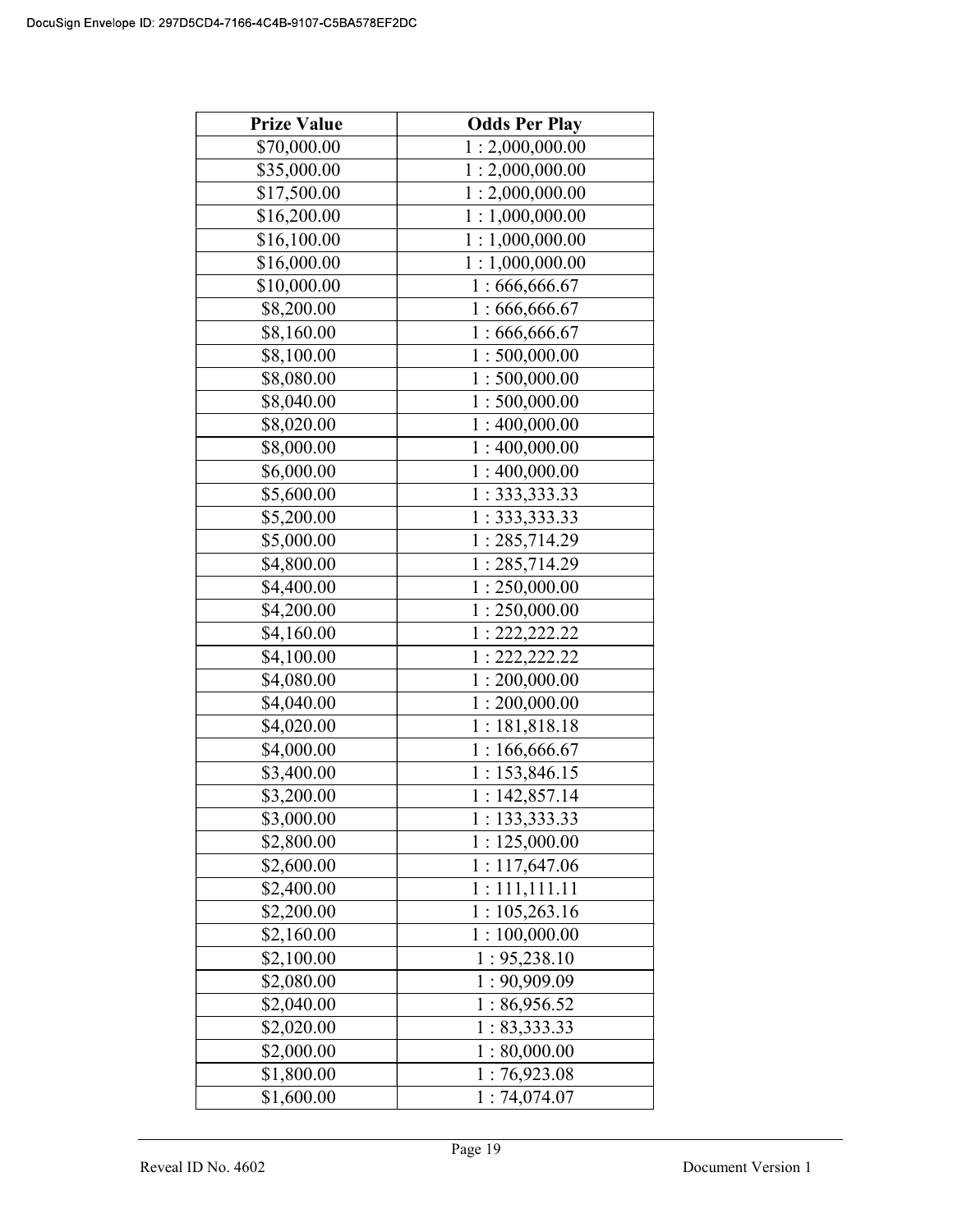| Prize Value | Odds Per Play |
|---|---|
| $70,000.00 | 1 : 2,000,000.00 |
| $35,000.00 | 1 : 2,000,000.00 |
| $17,500.00 | 1 : 2,000,000.00 |
| $16,200.00 | 1 : 1,000,000.00 |
| $16,100.00 | 1 : 1,000,000.00 |
| $16,000.00 | 1 : 1,000,000.00 |
| $10,000.00 | 1 : 666,666.67 |
| $8,200.00 | 1 : 666,666.67 |
| $8,160.00 | 1 : 666,666.67 |
| $8,100.00 | 1 : 500,000.00 |
| $8,080.00 | 1 : 500,000.00 |
| $8,040.00 | 1 : 500,000.00 |
| $8,020.00 | 1 : 400,000.00 |
| $8,000.00 | 1 : 400,000.00 |
| $6,000.00 | 1 : 400,000.00 |
| $5,600.00 | 1 : 333,333.33 |
| $5,200.00 | 1 : 333,333.33 |
| $5,000.00 | 1 : 285,714.29 |
| $4,800.00 | 1 : 285,714.29 |
| $4,400.00 | 1 : 250,000.00 |
| $4,200.00 | 1 : 250,000.00 |
| $4,160.00 | 1 : 222,222.22 |
| $4,100.00 | 1 : 222,222.22 |
| $4,080.00 | 1 : 200,000.00 |
| $4,040.00 | 1 : 200,000.00 |
| $4,020.00 | 1 : 181,818.18 |
| $4,000.00 | 1 : 166,666.67 |
| $3,400.00 | 1 : 153,846.15 |
| $3,200.00 | 1 : 142,857.14 |
| $3,000.00 | 1 : 133,333.33 |
| $2,800.00 | 1 : 125,000.00 |
| $2,600.00 | 1 : 117,647.06 |
| $2,400.00 | 1 : 111,111.11 |
| $2,200.00 | 1 : 105,263.16 |
| $2,160.00 | 1 : 100,000.00 |
| $2,100.00 | 1 : 95,238.10 |
| $2,080.00 | 1 : 90,909.09 |
| $2,040.00 | 1 : 86,956.52 |
| $2,020.00 | 1 : 83,333.33 |
| $2,000.00 | 1 : 80,000.00 |
| $1,800.00 | 1 : 76,923.08 |
| $1,600.00 | 1 : 74,074.07 |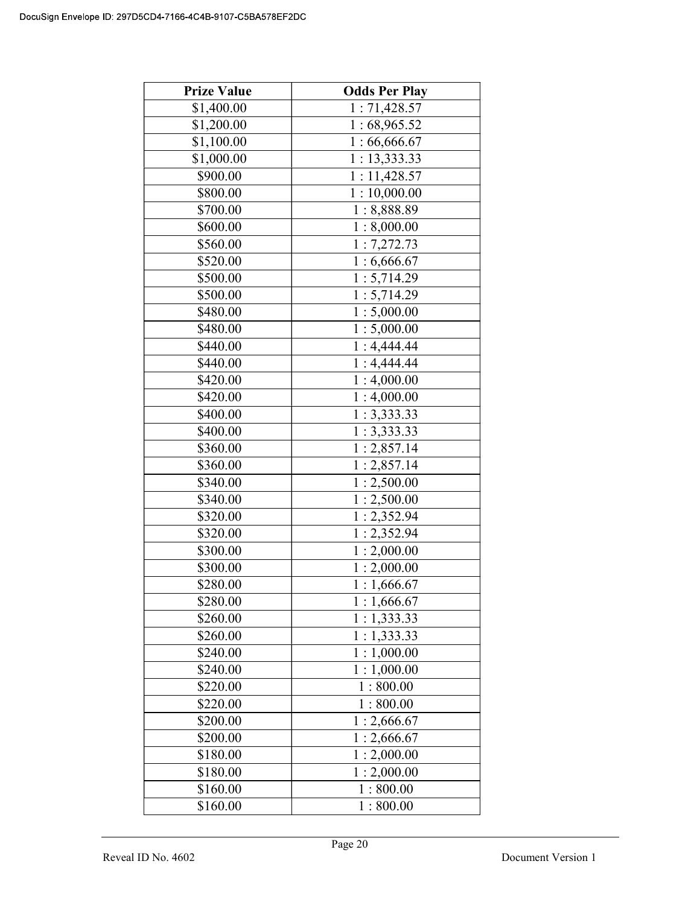| Prize Value | Odds Per Play |
|---|---|
| $1,400.00 | 1 : 71,428.57 |
| $1,200.00 | 1 : 68,965.52 |
| $1,100.00 | 1 : 66,666.67 |
| $1,000.00 | 1 : 13,333.33 |
| $900.00 | 1 : 11,428.57 |
| $800.00 | 1 : 10,000.00 |
| $700.00 | 1 : 8,888.89 |
| $600.00 | 1 : 8,000.00 |
| $560.00 | 1 : 7,272.73 |
| $520.00 | 1 : 6,666.67 |
| $500.00 | 1 : 5,714.29 |
| $500.00 | 1 : 5,714.29 |
| $480.00 | 1 : 5,000.00 |
| $480.00 | 1 : 5,000.00 |
| $440.00 | 1 : 4,444.44 |
| $440.00 | 1 : 4,444.44 |
| $420.00 | 1 : 4,000.00 |
| $420.00 | 1 : 4,000.00 |
| $400.00 | 1 : 3,333.33 |
| $400.00 | 1 : 3,333.33 |
| $360.00 | 1 : 2,857.14 |
| $360.00 | 1 : 2,857.14 |
| $340.00 | 1 : 2,500.00 |
| $340.00 | 1 : 2,500.00 |
| $320.00 | 1 : 2,352.94 |
| $320.00 | 1 : 2,352.94 |
| $300.00 | 1 : 2,000.00 |
| $300.00 | 1 : 2,000.00 |
| $280.00 | 1 : 1,666.67 |
| $280.00 | 1 : 1,666.67 |
| $260.00 | 1 : 1,333.33 |
| $260.00 | 1 : 1,333.33 |
| $240.00 | 1 : 1,000.00 |
| $240.00 | 1 : 1,000.00 |
| $220.00 | 1 : 800.00 |
| $220.00 | 1 : 800.00 |
| $200.00 | 1 : 2,666.67 |
| $200.00 | 1 : 2,666.67 |
| $180.00 | 1 : 2,000.00 |
| $180.00 | 1 : 2,000.00 |
| $160.00 | 1 : 800.00 |
| $160.00 | 1 : 800.00 |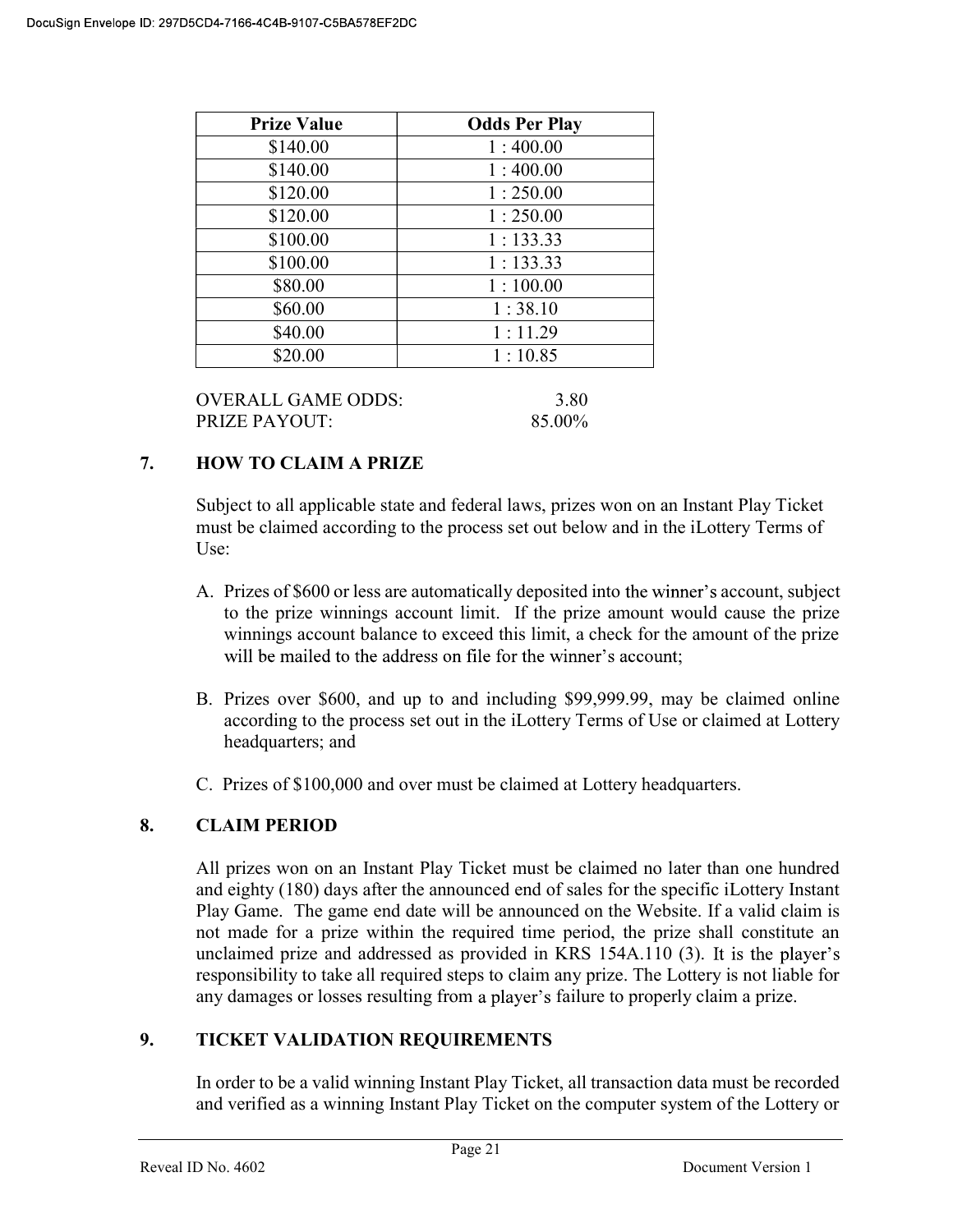| Prize Value | Odds Per Play |
|---|---|
| $140.00 | 1 : 400.00 |
| $140.00 | 1 : 400.00 |
| $120.00 | 1 : 250.00 |
| $120.00 | 1 : 250.00 |
| $100.00 | 1 : 133.33 |
| $100.00 | 1 : 133.33 |
| $80.00 | 1 : 100.00 |
| $60.00 | 1 : 38.10 |
| $40.00 | 1 : 11.29 |
| $20.00 | 1 : 10.85 |

OVERALL GAME ODDS: 3.80
PRIZE PAYOUT: 85.00%

## 7. HOW TO CLAIM A PRIZE

Subject to all applicable state and federal laws, prizes won on an Instant Play Ticket must be claimed according to the process set out below and in the iLottery Terms of Use:

A. Prizes of $600 or less are automatically deposited into the winner's account, subject to the prize winnings account limit. If the prize amount would cause the prize winnings account balance to exceed this limit, a check for the amount of the prize will be mailed to the address on file for the winner's account;

B. Prizes over $600, and up to and including $99,999.99, may be claimed online according to the process set out in the iLottery Terms of Use or claimed at Lottery headquarters; and

C. Prizes of $100,000 and over must be claimed at Lottery headquarters.

## 8. CLAIM PERIOD

All prizes won on an Instant Play Ticket must be claimed no later than one hundred and eighty (180) days after the announced end of sales for the specific iLottery Instant Play Game. The game end date will be announced on the Website. If a valid claim is not made for a prize within the required time period, the prize shall constitute an unclaimed prize and addressed as provided in KRS 154A.110 (3). It is the player's responsibility to take all required steps to claim any prize. The Lottery is not liable for any damages or losses resulting from a player's failure to properly claim a prize.

## 9. TICKET VALIDATION REQUIREMENTS

In order to be a valid winning Instant Play Ticket, all transaction data must be recorded and verified as a winning Instant Play Ticket on the computer system of the Lottery or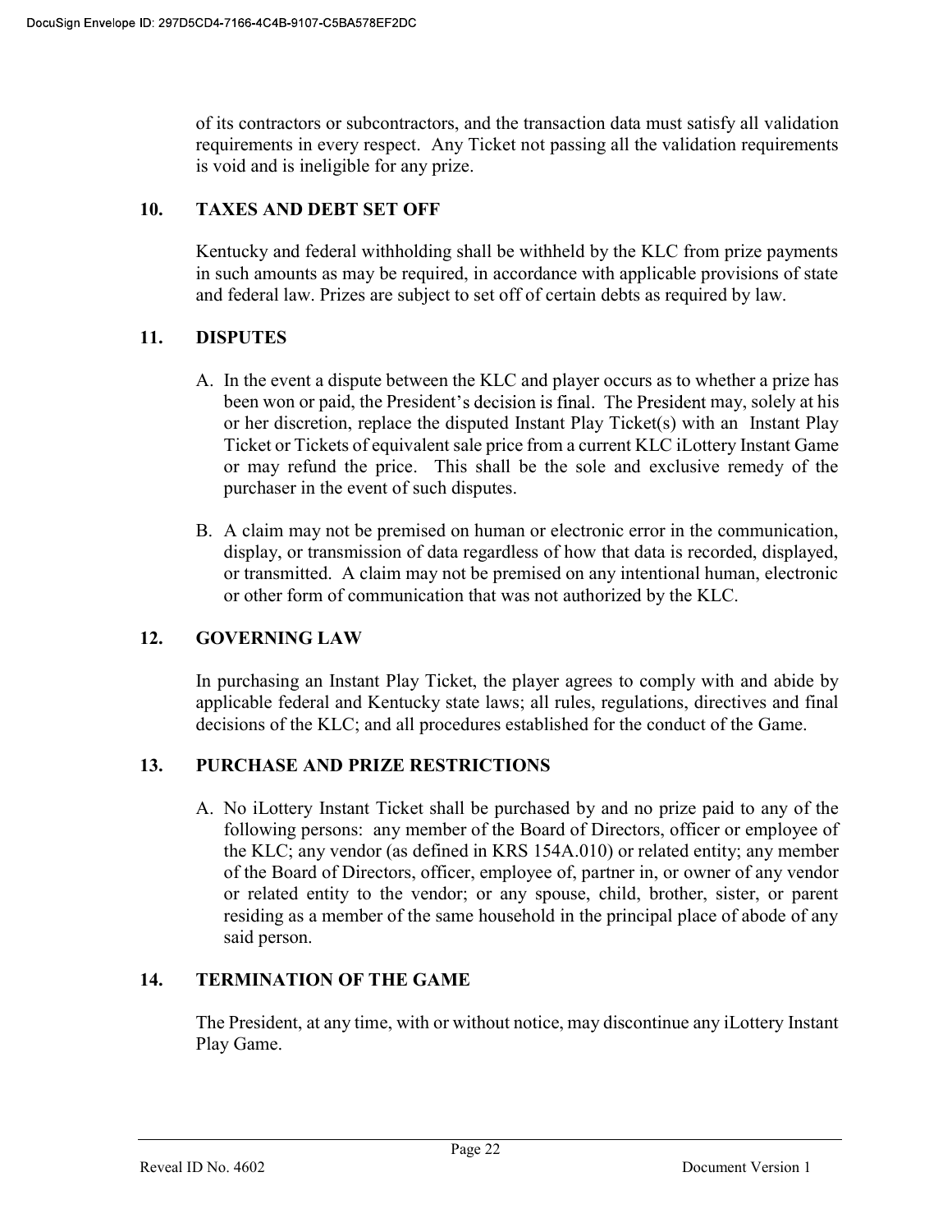of its contractors or subcontractors, and the transaction data must satisfy all validation requirements in every respect. Any Ticket not passing all the validation requirements is void and is ineligible for any prize.

## 10. TAXES AND DEBT SET OFF

Kentucky and federal withholding shall be withheld by the KLC from prize payments in such amounts as may be required, in accordance with applicable provisions of state and federal law. Prizes are subject to set off of certain debts as required by law.

## 11. DISPUTES

A. In the event a dispute between the KLC and player occurs as to whether a prize has been won or paid, the President's decision is final. The President may, solely at his or her discretion, replace the disputed Instant Play Ticket(s) with an Instant Play Ticket or Tickets of equivalent sale price from a current KLC iLottery Instant Game or may refund the price. This shall be the sole and exclusive remedy of the purchaser in the event of such disputes.

B. A claim may not be premised on human or electronic error in the communication, display, or transmission of data regardless of how that data is recorded, displayed, or transmitted. A claim may not be premised on any intentional human, electronic or other form of communication that was not authorized by the KLC.

## 12. GOVERNING LAW

In purchasing an Instant Play Ticket, the player agrees to comply with and abide by applicable federal and Kentucky state laws; all rules, regulations, directives and final decisions of the KLC; and all procedures established for the conduct of the Game.

## 13. PURCHASE AND PRIZE RESTRICTIONS

A. No iLottery Instant Ticket shall be purchased by and no prize paid to any of the following persons: any member of the Board of Directors, officer or employee of the KLC; any vendor (as defined in KRS 154A.010) or related entity; any member of the Board of Directors, officer, employee of, partner in, or owner of any vendor or related entity to the vendor; or any spouse, child, brother, sister, or parent residing as a member of the same household in the principal place of abode of any said person.

## 14. TERMINATION OF THE GAME

The President, at any time, with or without notice, may discontinue any iLottery Instant Play Game.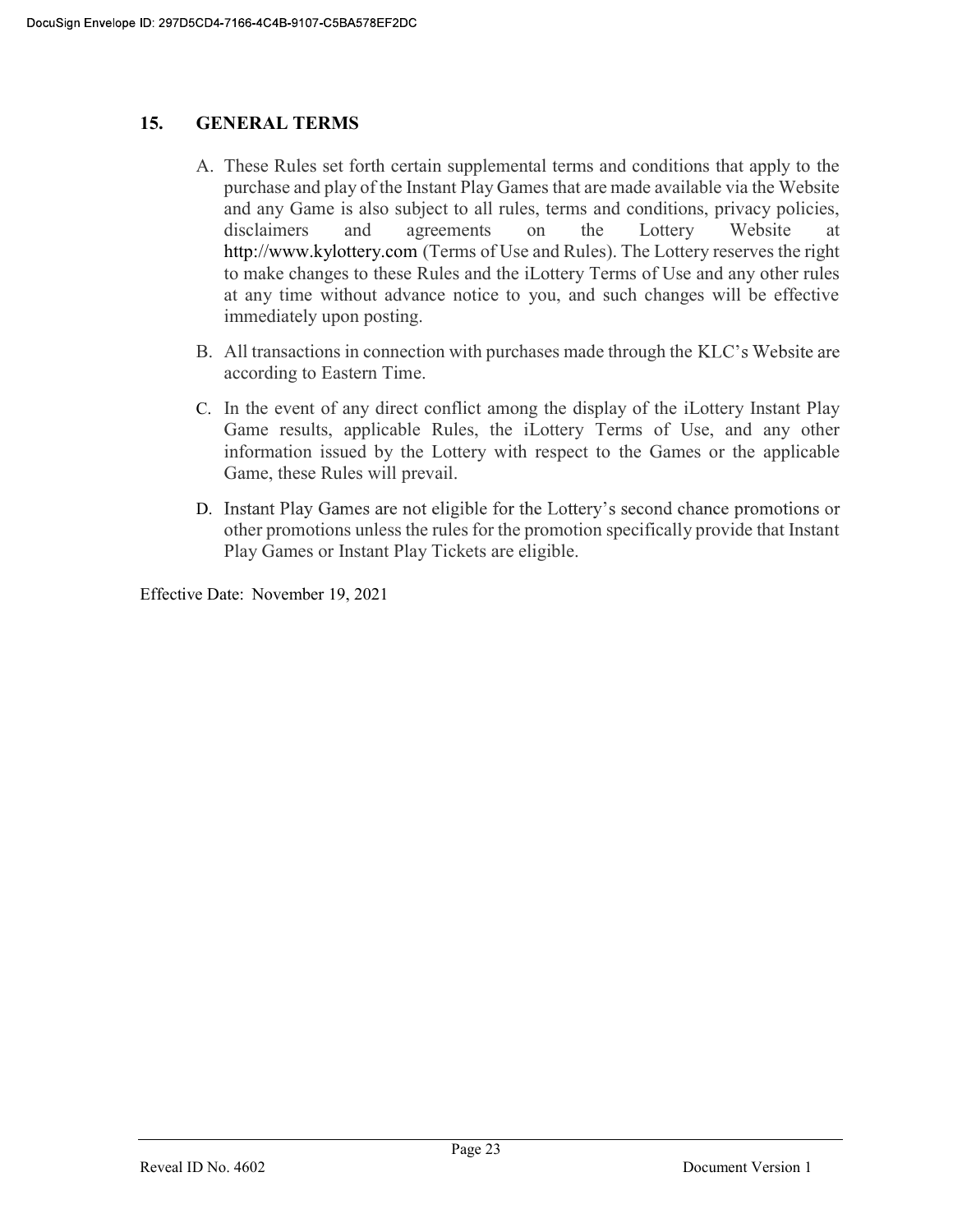## 15. GENERAL TERMS

A. These Rules set forth certain supplemental terms and conditions that apply to the purchase and play of the Instant Play Games that are made available via the Website and any Game is also subject to all rules, terms and conditions, privacy policies, disclaimers and agreements on the Lottery Website at http://www.kylottery.com (Terms of Use and Rules). The Lottery reserves the right to make changes to these Rules and the iLottery Terms of Use and any other rules at any time without advance notice to you, and such changes will be effective immediately upon posting.

B. All transactions in connection with purchases made through the KLC's Website are according to Eastern Time.

C. In the event of any direct conflict among the display of the iLottery Instant Play Game results, applicable Rules, the iLottery Terms of Use, and any other information issued by the Lottery with respect to the Games or the applicable Game, these Rules will prevail.

D. Instant Play Games are not eligible for the Lottery's second chance promotions or other promotions unless the rules for the promotion specifically provide that Instant Play Games or Instant Play Tickets are eligible.

Effective Date: November 19, 2021